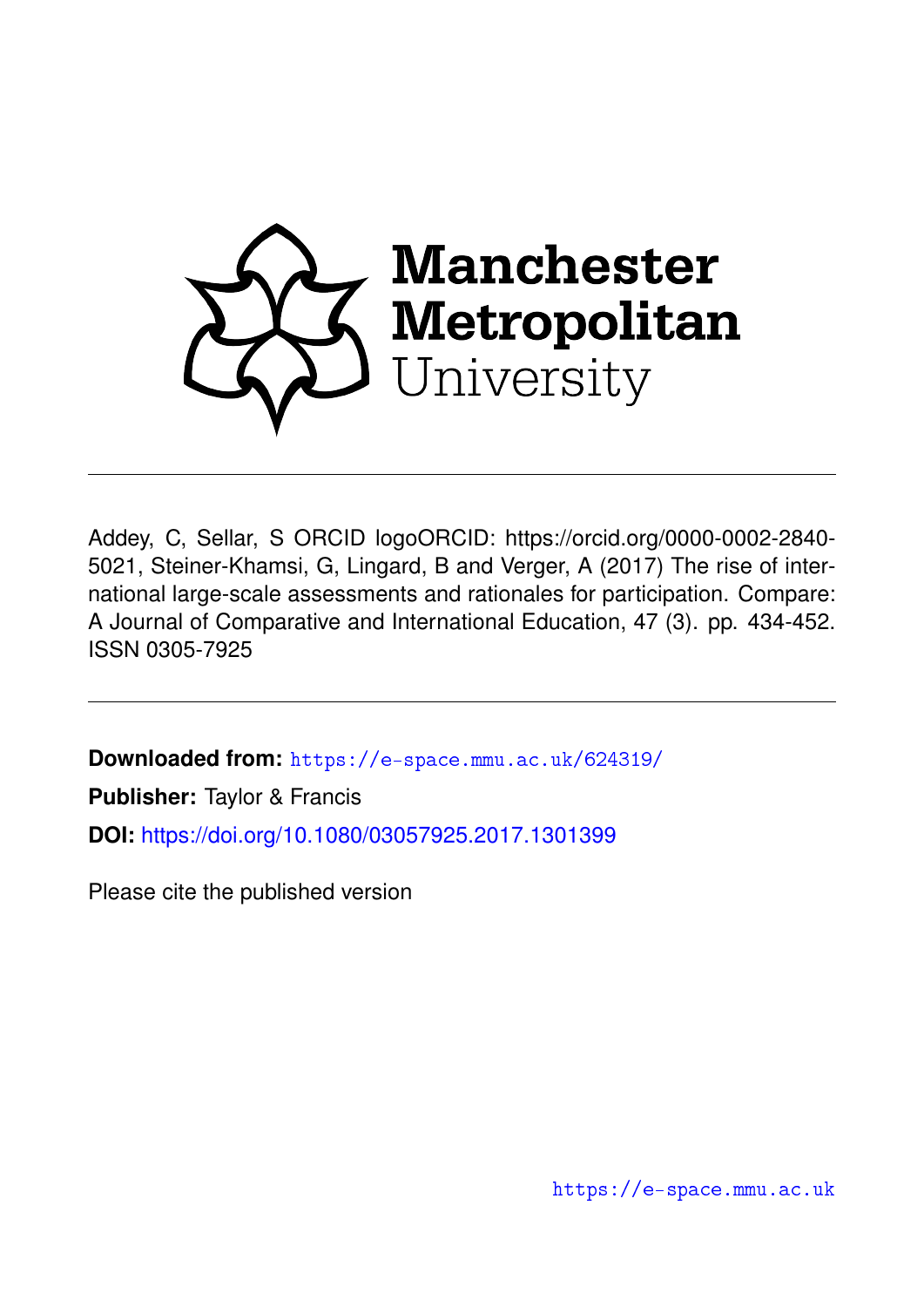Manchester Metropolitan University

Addey, C, Sellar, S ORCID logoORCID: https://orcid.org/0000-0002-2840-5021, Steiner-Khamsi, G, Lingard, B and Verger, A (2017) The rise of international large-scale assessments and rationales for participation. Compare: A Journal of Comparative and International Education, 47 (3). pp. 434-452. ISSN 0305-7925

**Downloaded from:** https://e-space.mmu.ac.uk/624319/

**Publisher:** Taylor & Francis

**DOI:** https://doi.org/10.1080/03057925.2017.1301399

Please cite the published version

https://e-space.mmu.ac.uk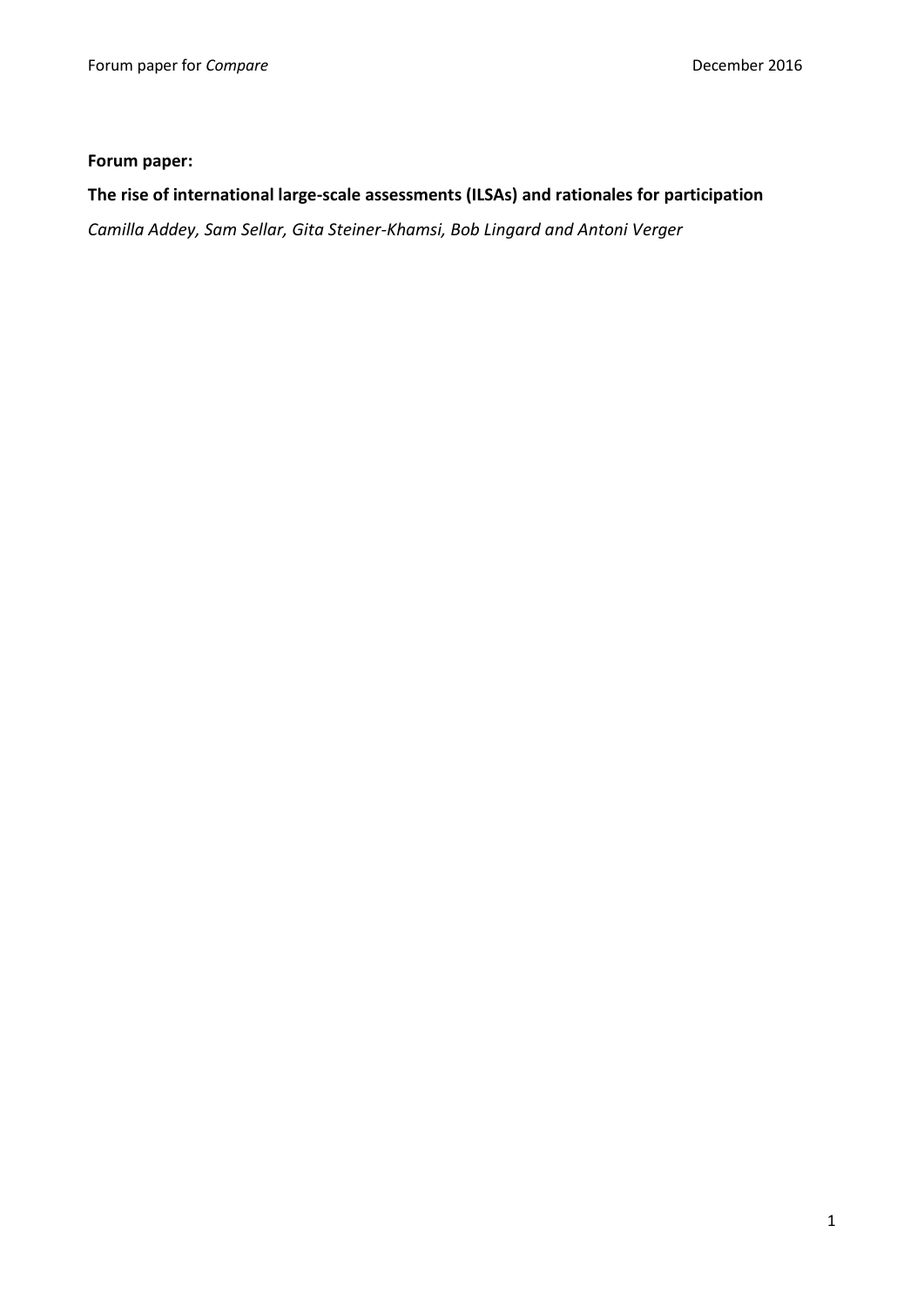**Forum paper:**

**The rise of international large-scale assessments (ILSAs) and rationales for participation**

*Camilla Addey, Sam Sellar, Gita Steiner-Khamsi, Bob Lingard and Antoni Verger*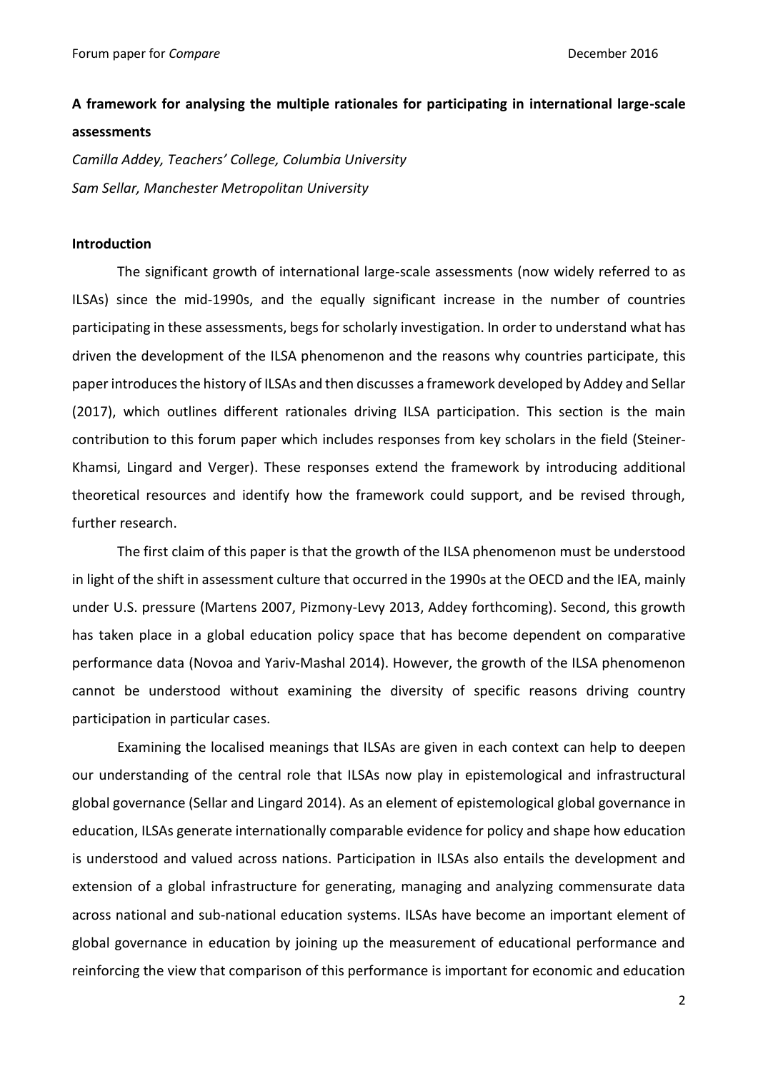**A framework for analysing the multiple rationales for participating in international large-scale assessments**

*Camilla Addey, Teachers' College, Columbia University*

*Sam Sellar, Manchester Metropolitan University*

**Introduction**

The significant growth of international large-scale assessments (now widely referred to as ILSAs) since the mid-1990s, and the equally significant increase in the number of countries participating in these assessments, begs for scholarly investigation. In order to understand what has driven the development of the ILSA phenomenon and the reasons why countries participate, this paper introduces the history of ILSAs and then discusses a framework developed by Addey and Sellar (2017), which outlines different rationales driving ILSA participation. This section is the main contribution to this forum paper which includes responses from key scholars in the field (Steiner-Khamsi, Lingard and Verger). These responses extend the framework by introducing additional theoretical resources and identify how the framework could support, and be revised through, further research.

The first claim of this paper is that the growth of the ILSA phenomenon must be understood in light of the shift in assessment culture that occurred in the 1990s at the OECD and the IEA, mainly under U.S. pressure (Martens 2007, Pizmony-Levy 2013, Addey forthcoming). Second, this growth has taken place in a global education policy space that has become dependent on comparative performance data (Novoa and Yariv-Mashal 2014). However, the growth of the ILSA phenomenon cannot be understood without examining the diversity of specific reasons driving country participation in particular cases.

Examining the localised meanings that ILSAs are given in each context can help to deepen our understanding of the central role that ILSAs now play in epistemological and infrastructural global governance (Sellar and Lingard 2014). As an element of epistemological global governance in education, ILSAs generate internationally comparable evidence for policy and shape how education is understood and valued across nations. Participation in ILSAs also entails the development and extension of a global infrastructure for generating, managing and analyzing commensurate data across national and sub-national education systems. ILSAs have become an important element of global governance in education by joining up the measurement of educational performance and reinforcing the view that comparison of this performance is important for economic and education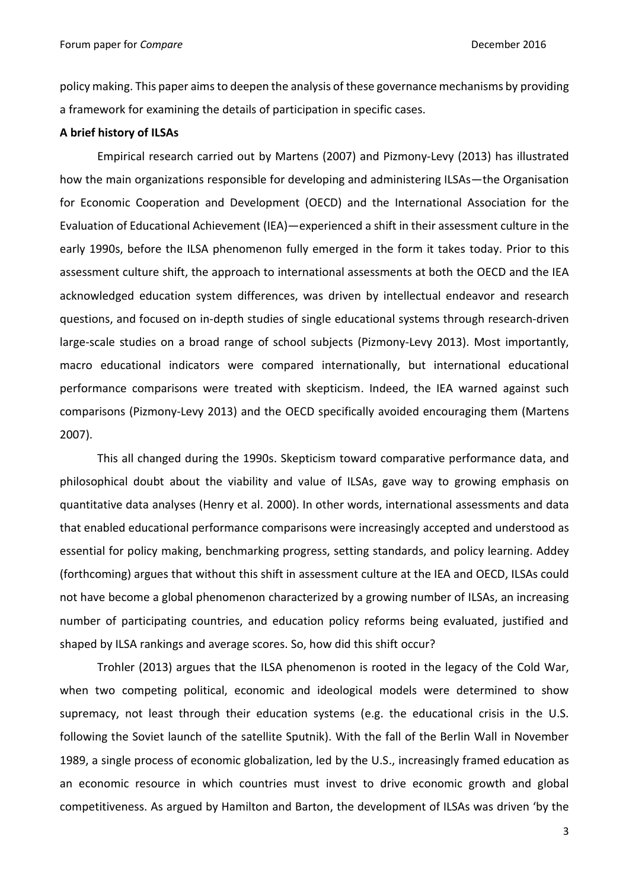policy making. This paper aims to deepen the analysis of these governance mechanisms by providing a framework for examining the details of participation in specific cases.

**A brief history of ILSAs**

Empirical research carried out by Martens (2007) and Pizmony-Levy (2013) has illustrated how the main organizations responsible for developing and administering ILSAs—the Organisation for Economic Cooperation and Development (OECD) and the International Association for the Evaluation of Educational Achievement (IEA)—experienced a shift in their assessment culture in the early 1990s, before the ILSA phenomenon fully emerged in the form it takes today. Prior to this assessment culture shift, the approach to international assessments at both the OECD and the IEA acknowledged education system differences, was driven by intellectual endeavor and research questions, and focused on in-depth studies of single educational systems through research-driven large-scale studies on a broad range of school subjects (Pizmony-Levy 2013). Most importantly, macro educational indicators were compared internationally, but international educational performance comparisons were treated with skepticism. Indeed, the IEA warned against such comparisons (Pizmony-Levy 2013) and the OECD specifically avoided encouraging them (Martens 2007).

This all changed during the 1990s. Skepticism toward comparative performance data, and philosophical doubt about the viability and value of ILSAs, gave way to growing emphasis on quantitative data analyses (Henry et al. 2000). In other words, international assessments and data that enabled educational performance comparisons were increasingly accepted and understood as essential for policy making, benchmarking progress, setting standards, and policy learning. Addey (forthcoming) argues that without this shift in assessment culture at the IEA and OECD, ILSAs could not have become a global phenomenon characterized by a growing number of ILSAs, an increasing number of participating countries, and education policy reforms being evaluated, justified and shaped by ILSA rankings and average scores. So, how did this shift occur?

Trohler (2013) argues that the ILSA phenomenon is rooted in the legacy of the Cold War, when two competing political, economic and ideological models were determined to show supremacy, not least through their education systems (e.g. the educational crisis in the U.S. following the Soviet launch of the satellite Sputnik). With the fall of the Berlin Wall in November 1989, a single process of economic globalization, led by the U.S., increasingly framed education as an economic resource in which countries must invest to drive economic growth and global competitiveness. As argued by Hamilton and Barton, the development of ILSAs was driven 'by the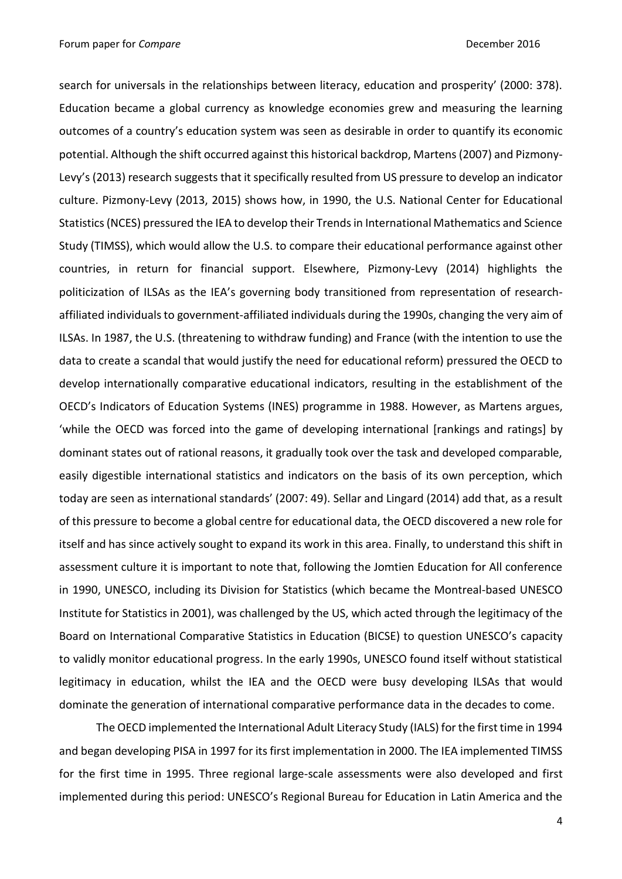search for universals in the relationships between literacy, education and prosperity' (2000: 378). Education became a global currency as knowledge economies grew and measuring the learning outcomes of a country's education system was seen as desirable in order to quantify its economic potential. Although the shift occurred against this historical backdrop, Martens (2007) and Pizmony-Levy's (2013) research suggests that it specifically resulted from US pressure to develop an indicator culture. Pizmony-Levy (2013, 2015) shows how, in 1990, the U.S. National Center for Educational Statistics (NCES) pressured the IEA to develop their Trends in International Mathematics and Science Study (TIMSS), which would allow the U.S. to compare their educational performance against other countries, in return for financial support. Elsewhere, Pizmony-Levy (2014) highlights the politicization of ILSAs as the IEA's governing body transitioned from representation of research-affiliated individuals to government-affiliated individuals during the 1990s, changing the very aim of ILSAs. In 1987, the U.S. (threatening to withdraw funding) and France (with the intention to use the data to create a scandal that would justify the need for educational reform) pressured the OECD to develop internationally comparative educational indicators, resulting in the establishment of the OECD's Indicators of Education Systems (INES) programme in 1988. However, as Martens argues, 'while the OECD was forced into the game of developing international [rankings and ratings] by dominant states out of rational reasons, it gradually took over the task and developed comparable, easily digestible international statistics and indicators on the basis of its own perception, which today are seen as international standards' (2007: 49). Sellar and Lingard (2014) add that, as a result of this pressure to become a global centre for educational data, the OECD discovered a new role for itself and has since actively sought to expand its work in this area. Finally, to understand this shift in assessment culture it is important to note that, following the Jomtien Education for All conference in 1990, UNESCO, including its Division for Statistics (which became the Montreal-based UNESCO Institute for Statistics in 2001), was challenged by the US, which acted through the legitimacy of the Board on International Comparative Statistics in Education (BICSE) to question UNESCO's capacity to validly monitor educational progress. In the early 1990s, UNESCO found itself without statistical legitimacy in education, whilst the IEA and the OECD were busy developing ILSAs that would dominate the generation of international comparative performance data in the decades to come.

The OECD implemented the International Adult Literacy Study (IALS) for the first time in 1994 and began developing PISA in 1997 for its first implementation in 2000. The IEA implemented TIMSS for the first time in 1995. Three regional large-scale assessments were also developed and first implemented during this period: UNESCO's Regional Bureau for Education in Latin America and the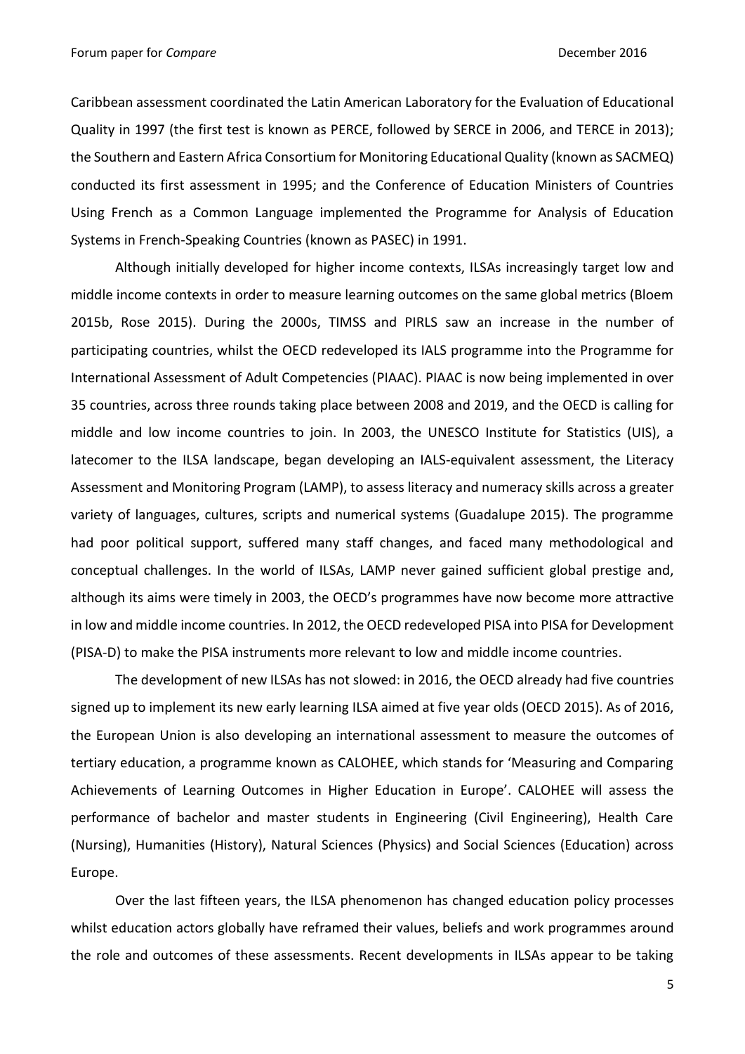Caribbean assessment coordinated the Latin American Laboratory for the Evaluation of Educational Quality in 1997 (the first test is known as PERCE, followed by SERCE in 2006, and TERCE in 2013); the Southern and Eastern Africa Consortium for Monitoring Educational Quality (known as SACMEQ) conducted its first assessment in 1995; and the Conference of Education Ministers of Countries Using French as a Common Language implemented the Programme for Analysis of Education Systems in French-Speaking Countries (known as PASEC) in 1991.

Although initially developed for higher income contexts, ILSAs increasingly target low and middle income contexts in order to measure learning outcomes on the same global metrics (Bloem 2015b, Rose 2015). During the 2000s, TIMSS and PIRLS saw an increase in the number of participating countries, whilst the OECD redeveloped its IALS programme into the Programme for International Assessment of Adult Competencies (PIAAC). PIAAC is now being implemented in over 35 countries, across three rounds taking place between 2008 and 2019, and the OECD is calling for middle and low income countries to join. In 2003, the UNESCO Institute for Statistics (UIS), a latecomer to the ILSA landscape, began developing an IALS-equivalent assessment, the Literacy Assessment and Monitoring Program (LAMP), to assess literacy and numeracy skills across a greater variety of languages, cultures, scripts and numerical systems (Guadalupe 2015). The programme had poor political support, suffered many staff changes, and faced many methodological and conceptual challenges. In the world of ILSAs, LAMP never gained sufficient global prestige and, although its aims were timely in 2003, the OECD's programmes have now become more attractive in low and middle income countries. In 2012, the OECD redeveloped PISA into PISA for Development (PISA-D) to make the PISA instruments more relevant to low and middle income countries.

The development of new ILSAs has not slowed: in 2016, the OECD already had five countries signed up to implement its new early learning ILSA aimed at five year olds (OECD 2015). As of 2016, the European Union is also developing an international assessment to measure the outcomes of tertiary education, a programme known as CALOHEE, which stands for 'Measuring and Comparing Achievements of Learning Outcomes in Higher Education in Europe'. CALOHEE will assess the performance of bachelor and master students in Engineering (Civil Engineering), Health Care (Nursing), Humanities (History), Natural Sciences (Physics) and Social Sciences (Education) across Europe.

Over the last fifteen years, the ILSA phenomenon has changed education policy processes whilst education actors globally have reframed their values, beliefs and work programmes around the role and outcomes of these assessments. Recent developments in ILSAs appear to be taking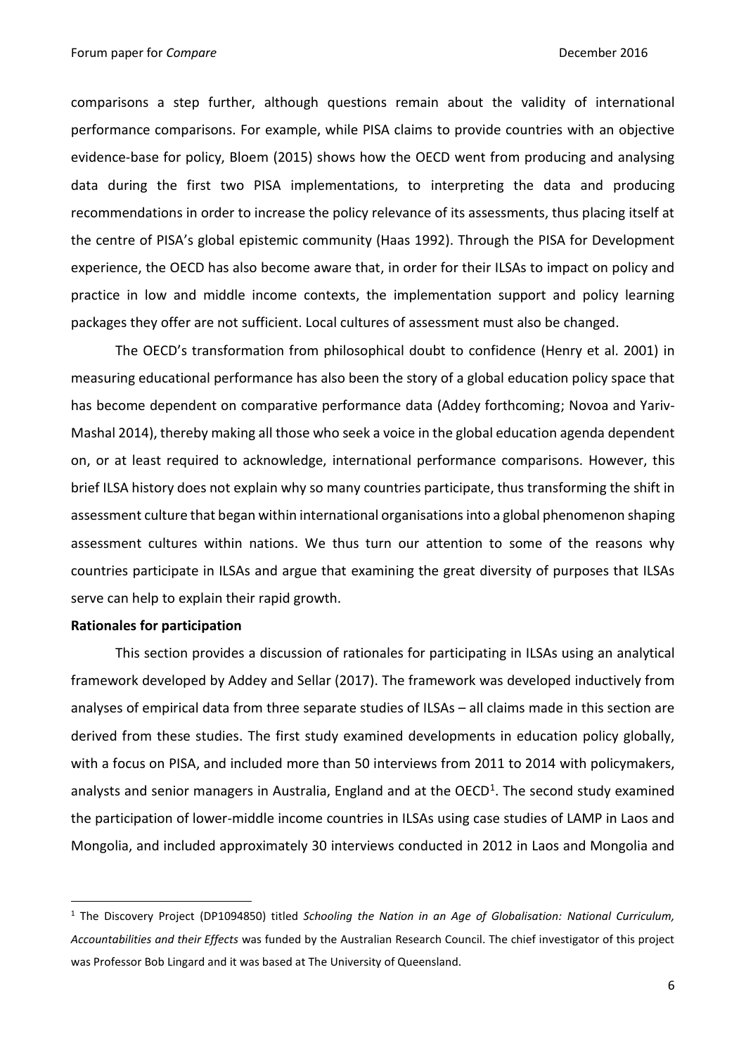comparisons a step further, although questions remain about the validity of international performance comparisons. For example, while PISA claims to provide countries with an objective evidence-base for policy, Bloem (2015) shows how the OECD went from producing and analysing data during the first two PISA implementations, to interpreting the data and producing recommendations in order to increase the policy relevance of its assessments, thus placing itself at the centre of PISA's global epistemic community (Haas 1992). Through the PISA for Development experience, the OECD has also become aware that, in order for their ILSAs to impact on policy and practice in low and middle income contexts, the implementation support and policy learning packages they offer are not sufficient. Local cultures of assessment must also be changed.

The OECD's transformation from philosophical doubt to confidence (Henry et al. 2001) in measuring educational performance has also been the story of a global education policy space that has become dependent on comparative performance data (Addey forthcoming; Novoa and Yariv-Mashal 2014), thereby making all those who seek a voice in the global education agenda dependent on, or at least required to acknowledge, international performance comparisons. However, this brief ILSA history does not explain why so many countries participate, thus transforming the shift in assessment culture that began within international organisations into a global phenomenon shaping assessment cultures within nations. We thus turn our attention to some of the reasons why countries participate in ILSAs and argue that examining the great diversity of purposes that ILSAs serve can help to explain their rapid growth.

**Rationales for participation**

This section provides a discussion of rationales for participating in ILSAs using an analytical framework developed by Addey and Sellar (2017). The framework was developed inductively from analyses of empirical data from three separate studies of ILSAs – all claims made in this section are derived from these studies. The first study examined developments in education policy globally, with a focus on PISA, and included more than 50 interviews from 2011 to 2014 with policymakers, analysts and senior managers in Australia, England and at the OECD[1]. The second study examined the participation of lower-middle income countries in ILSAs using case studies of LAMP in Laos and Mongolia, and included approximately 30 interviews conducted in 2012 in Laos and Mongolia and

[1] The Discovery Project (DP1094850) titled *Schooling the Nation in an Age of Globalisation: National Curriculum, Accountabilities and their Effects* was funded by the Australian Research Council. The chief investigator of this project was Professor Bob Lingard and it was based at The University of Queensland.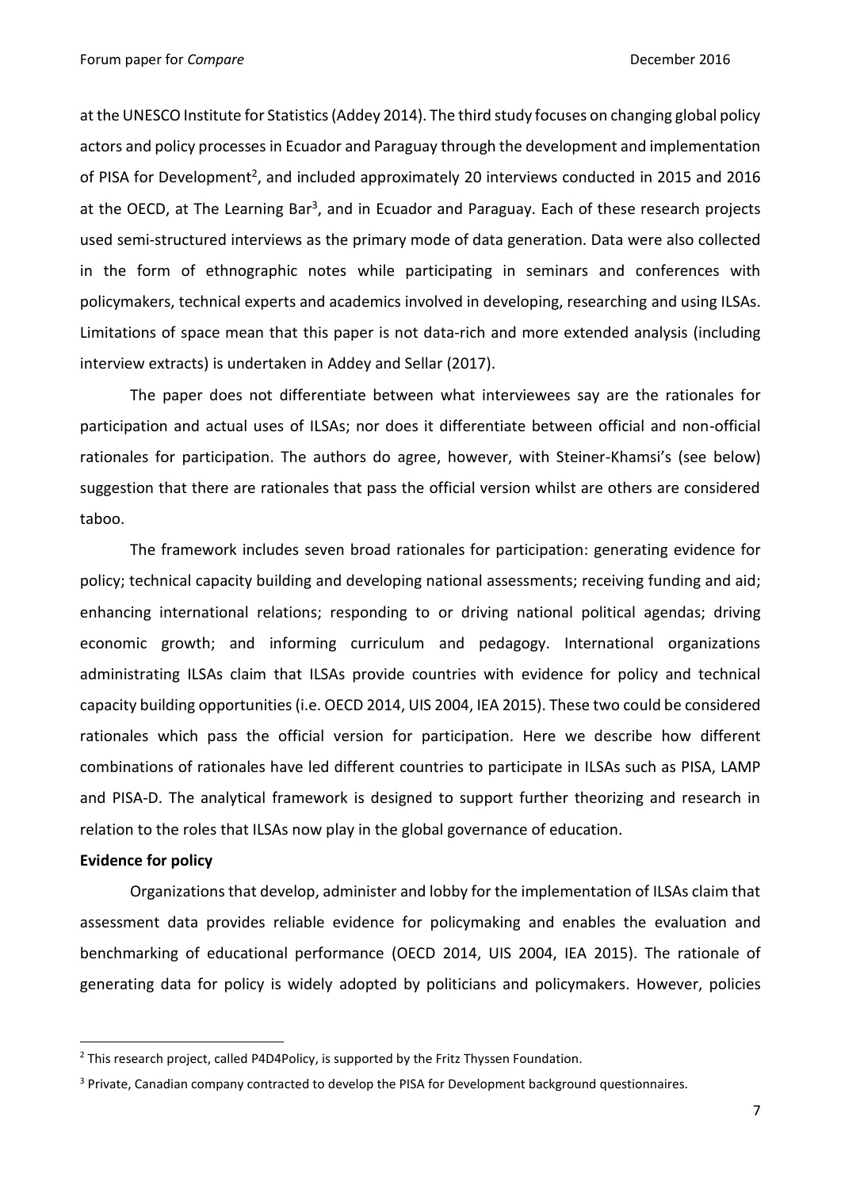at the UNESCO Institute for Statistics (Addey 2014). The third study focuses on changing global policy actors and policy processes in Ecuador and Paraguay through the development and implementation of PISA for Development[2], and included approximately 20 interviews conducted in 2015 and 2016 at the OECD, at The Learning Bar[3], and in Ecuador and Paraguay. Each of these research projects used semi-structured interviews as the primary mode of data generation. Data were also collected in the form of ethnographic notes while participating in seminars and conferences with policymakers, technical experts and academics involved in developing, researching and using ILSAs. Limitations of space mean that this paper is not data-rich and more extended analysis (including interview extracts) is undertaken in Addey and Sellar (2017).

The paper does not differentiate between what interviewees say are the rationales for participation and actual uses of ILSAs; nor does it differentiate between official and non-official rationales for participation. The authors do agree, however, with Steiner-Khamsi's (see below) suggestion that there are rationales that pass the official version whilst are others are considered taboo.

The framework includes seven broad rationales for participation: generating evidence for policy; technical capacity building and developing national assessments; receiving funding and aid; enhancing international relations; responding to or driving national political agendas; driving economic growth; and informing curriculum and pedagogy. International organizations administrating ILSAs claim that ILSAs provide countries with evidence for policy and technical capacity building opportunities (i.e. OECD 2014, UIS 2004, IEA 2015). These two could be considered rationales which pass the official version for participation. Here we describe how different combinations of rationales have led different countries to participate in ILSAs such as PISA, LAMP and PISA-D. The analytical framework is designed to support further theorizing and research in relation to the roles that ILSAs now play in the global governance of education.

**Evidence for policy**

Organizations that develop, administer and lobby for the implementation of ILSAs claim that assessment data provides reliable evidence for policymaking and enables the evaluation and benchmarking of educational performance (OECD 2014, UIS 2004, IEA 2015). The rationale of generating data for policy is widely adopted by politicians and policymakers. However, policies

[2] This research project, called P4D4Policy, is supported by the Fritz Thyssen Foundation.

[3] Private, Canadian company contracted to develop the PISA for Development background questionnaires.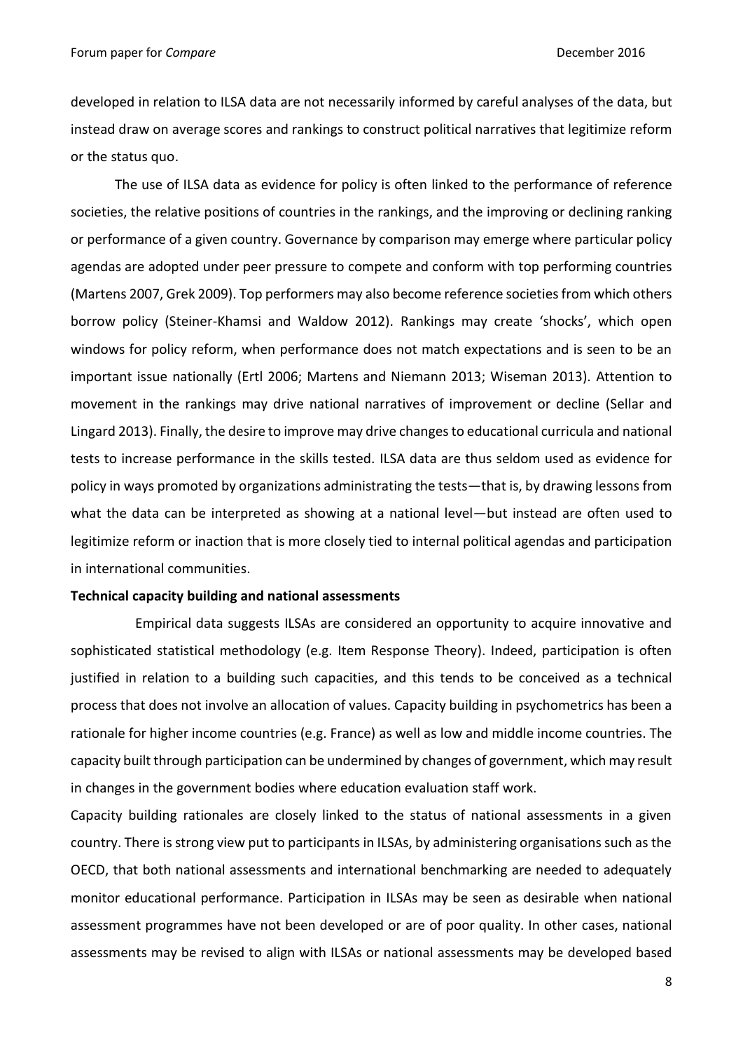developed in relation to ILSA data are not necessarily informed by careful analyses of the data, but instead draw on average scores and rankings to construct political narratives that legitimize reform or the status quo.

The use of ILSA data as evidence for policy is often linked to the performance of reference societies, the relative positions of countries in the rankings, and the improving or declining ranking or performance of a given country. Governance by comparison may emerge where particular policy agendas are adopted under peer pressure to compete and conform with top performing countries (Martens 2007, Grek 2009). Top performers may also become reference societies from which others borrow policy (Steiner-Khamsi and Waldow 2012). Rankings may create 'shocks', which open windows for policy reform, when performance does not match expectations and is seen to be an important issue nationally (Ertl 2006; Martens and Niemann 2013; Wiseman 2013). Attention to movement in the rankings may drive national narratives of improvement or decline (Sellar and Lingard 2013). Finally, the desire to improve may drive changes to educational curricula and national tests to increase performance in the skills tested. ILSA data are thus seldom used as evidence for policy in ways promoted by organizations administrating the tests—that is, by drawing lessons from what the data can be interpreted as showing at a national level—but instead are often used to legitimize reform or inaction that is more closely tied to internal political agendas and participation in international communities.

**Technical capacity building and national assessments**

Empirical data suggests ILSAs are considered an opportunity to acquire innovative and sophisticated statistical methodology (e.g. Item Response Theory). Indeed, participation is often justified in relation to a building such capacities, and this tends to be conceived as a technical process that does not involve an allocation of values. Capacity building in psychometrics has been a rationale for higher income countries (e.g. France) as well as low and middle income countries. The capacity built through participation can be undermined by changes of government, which may result in changes in the government bodies where education evaluation staff work.

Capacity building rationales are closely linked to the status of national assessments in a given country. There is strong view put to participants in ILSAs, by administering organisations such as the OECD, that both national assessments and international benchmarking are needed to adequately monitor educational performance. Participation in ILSAs may be seen as desirable when national assessment programmes have not been developed or are of poor quality. In other cases, national assessments may be revised to align with ILSAs or national assessments may be developed based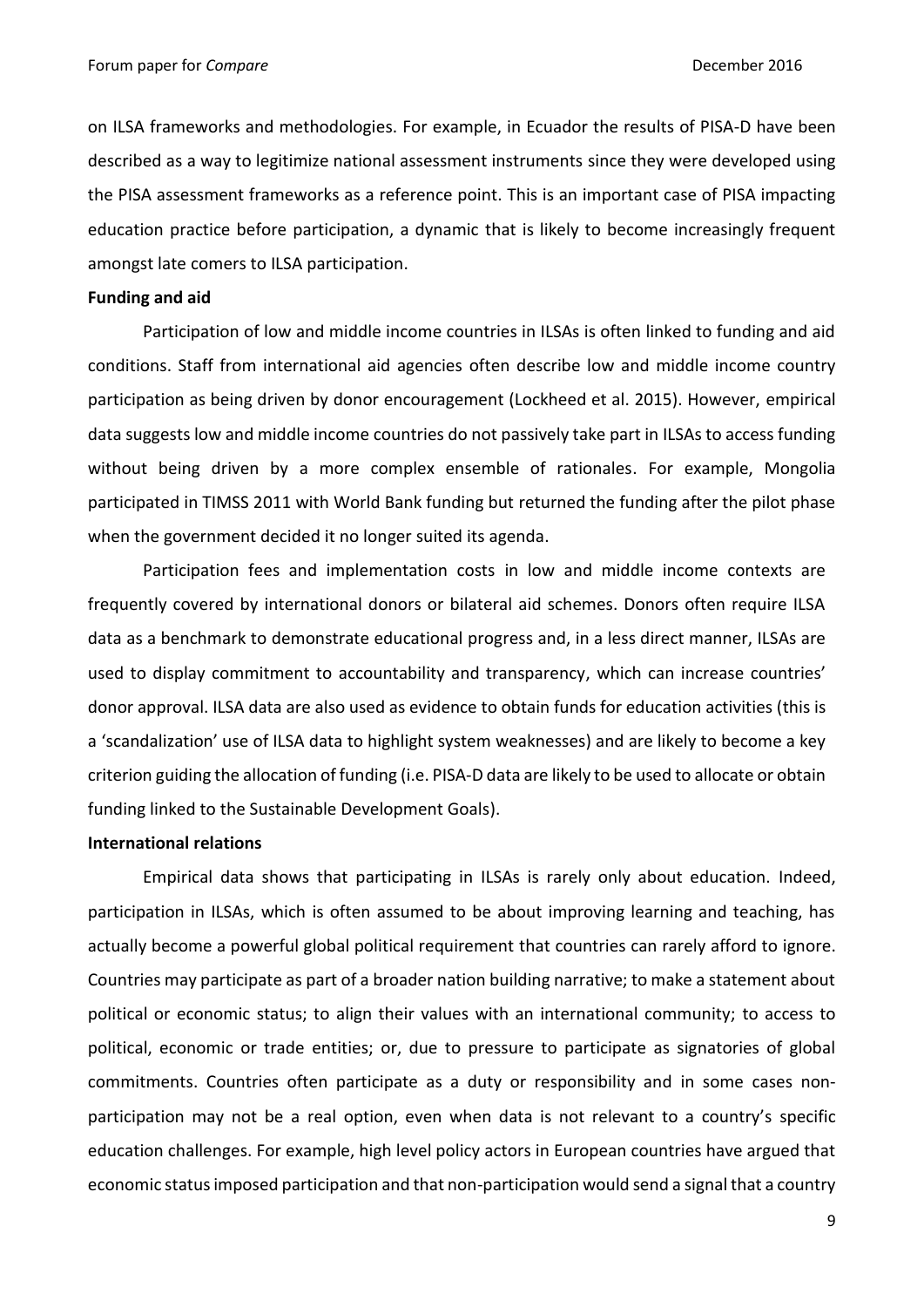on ILSA frameworks and methodologies. For example, in Ecuador the results of PISA-D have been described as a way to legitimize national assessment instruments since they were developed using the PISA assessment frameworks as a reference point. This is an important case of PISA impacting education practice before participation, a dynamic that is likely to become increasingly frequent amongst late comers to ILSA participation.

**Funding and aid**

Participation of low and middle income countries in ILSAs is often linked to funding and aid conditions. Staff from international aid agencies often describe low and middle income country participation as being driven by donor encouragement (Lockheed et al. 2015). However, empirical data suggests low and middle income countries do not passively take part in ILSAs to access funding without being driven by a more complex ensemble of rationales. For example, Mongolia participated in TIMSS 2011 with World Bank funding but returned the funding after the pilot phase when the government decided it no longer suited its agenda.

Participation fees and implementation costs in low and middle income contexts are frequently covered by international donors or bilateral aid schemes. Donors often require ILSA data as a benchmark to demonstrate educational progress and, in a less direct manner, ILSAs are used to display commitment to accountability and transparency, which can increase countries' donor approval. ILSA data are also used as evidence to obtain funds for education activities (this is a 'scandalization' use of ILSA data to highlight system weaknesses) and are likely to become a key criterion guiding the allocation of funding (i.e. PISA-D data are likely to be used to allocate or obtain funding linked to the Sustainable Development Goals).

**International relations**

Empirical data shows that participating in ILSAs is rarely only about education. Indeed, participation in ILSAs, which is often assumed to be about improving learning and teaching, has actually become a powerful global political requirement that countries can rarely afford to ignore. Countries may participate as part of a broader nation building narrative; to make a statement about political or economic status; to align their values with an international community; to access to political, economic or trade entities; or, due to pressure to participate as signatories of global commitments. Countries often participate as a duty or responsibility and in some cases non-participation may not be a real option, even when data is not relevant to a country's specific education challenges. For example, high level policy actors in European countries have argued that economic status imposed participation and that non-participation would send a signal that a country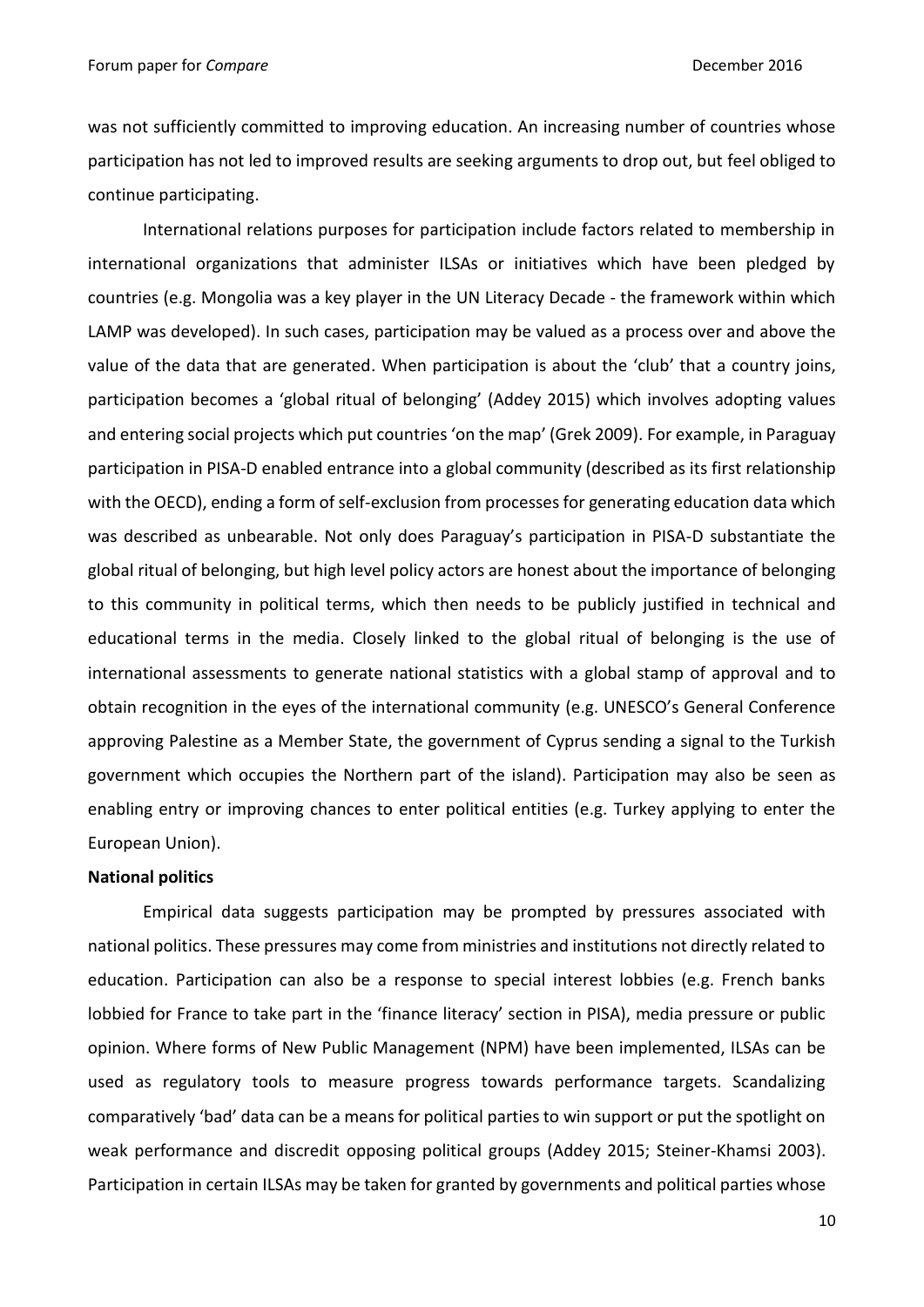was not sufficiently committed to improving education. An increasing number of countries whose participation has not led to improved results are seeking arguments to drop out, but feel obliged to continue participating.

International relations purposes for participation include factors related to membership in international organizations that administer ILSAs or initiatives which have been pledged by countries (e.g. Mongolia was a key player in the UN Literacy Decade - the framework within which LAMP was developed). In such cases, participation may be valued as a process over and above the value of the data that are generated. When participation is about the 'club' that a country joins, participation becomes a 'global ritual of belonging' (Addey 2015) which involves adopting values and entering social projects which put countries 'on the map' (Grek 2009). For example, in Paraguay participation in PISA-D enabled entrance into a global community (described as its first relationship with the OECD), ending a form of self-exclusion from processes for generating education data which was described as unbearable. Not only does Paraguay's participation in PISA-D substantiate the global ritual of belonging, but high level policy actors are honest about the importance of belonging to this community in political terms, which then needs to be publicly justified in technical and educational terms in the media. Closely linked to the global ritual of belonging is the use of international assessments to generate national statistics with a global stamp of approval and to obtain recognition in the eyes of the international community (e.g. UNESCO's General Conference approving Palestine as a Member State, the government of Cyprus sending a signal to the Turkish government which occupies the Northern part of the island). Participation may also be seen as enabling entry or improving chances to enter political entities (e.g. Turkey applying to enter the European Union).

**National politics**

Empirical data suggests participation may be prompted by pressures associated with national politics. These pressures may come from ministries and institutions not directly related to education. Participation can also be a response to special interest lobbies (e.g. French banks lobbied for France to take part in the 'finance literacy' section in PISA), media pressure or public opinion. Where forms of New Public Management (NPM) have been implemented, ILSAs can be used as regulatory tools to measure progress towards performance targets. Scandalizing comparatively 'bad' data can be a means for political parties to win support or put the spotlight on weak performance and discredit opposing political groups (Addey 2015; Steiner-Khamsi 2003). Participation in certain ILSAs may be taken for granted by governments and political parties whose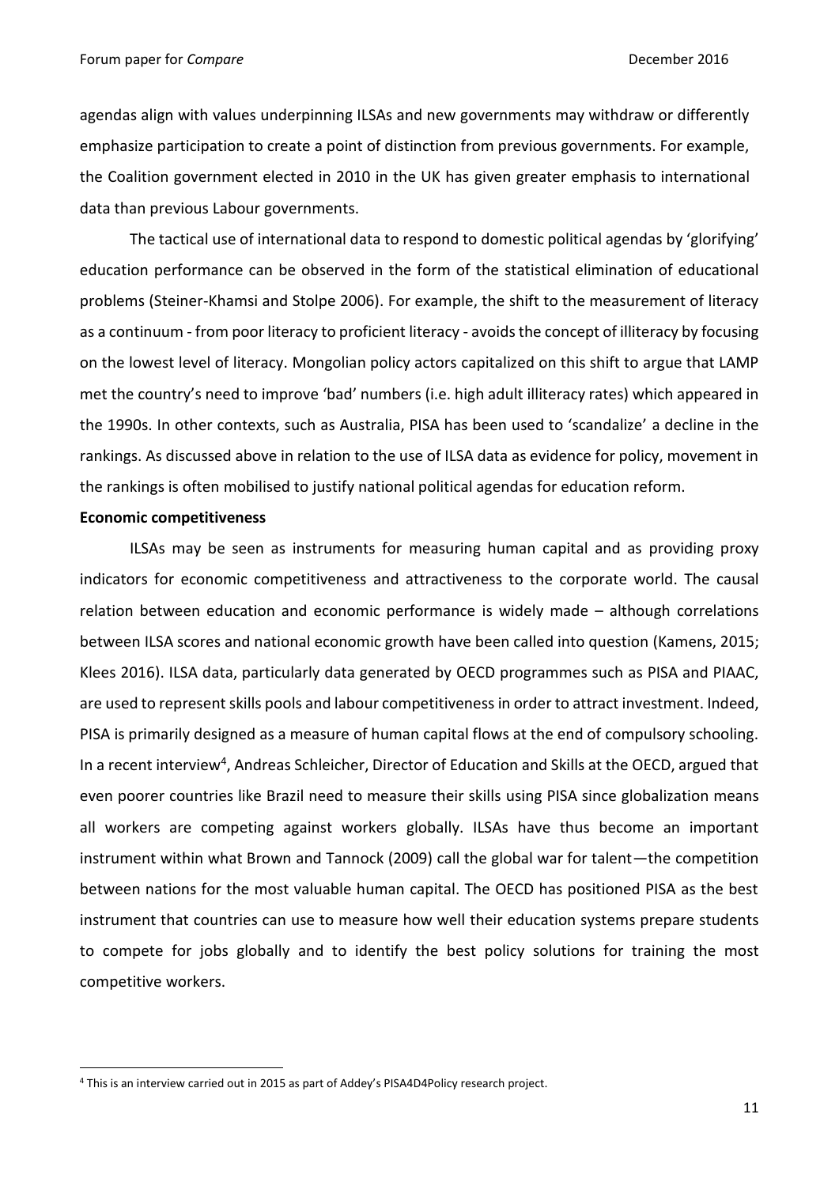agendas align with values underpinning ILSAs and new governments may withdraw or differently emphasize participation to create a point of distinction from previous governments. For example, the Coalition government elected in 2010 in the UK has given greater emphasis to international data than previous Labour governments.

The tactical use of international data to respond to domestic political agendas by 'glorifying' education performance can be observed in the form of the statistical elimination of educational problems (Steiner-Khamsi and Stolpe 2006). For example, the shift to the measurement of literacy as a continuum - from poor literacy to proficient literacy - avoids the concept of illiteracy by focusing on the lowest level of literacy. Mongolian policy actors capitalized on this shift to argue that LAMP met the country's need to improve 'bad' numbers (i.e. high adult illiteracy rates) which appeared in the 1990s. In other contexts, such as Australia, PISA has been used to 'scandalize' a decline in the rankings. As discussed above in relation to the use of ILSA data as evidence for policy, movement in the rankings is often mobilised to justify national political agendas for education reform.

**Economic competitiveness**

ILSAs may be seen as instruments for measuring human capital and as providing proxy indicators for economic competitiveness and attractiveness to the corporate world. The causal relation between education and economic performance is widely made – although correlations between ILSA scores and national economic growth have been called into question (Kamens, 2015; Klees 2016). ILSA data, particularly data generated by OECD programmes such as PISA and PIAAC, are used to represent skills pools and labour competitiveness in order to attract investment. Indeed, PISA is primarily designed as a measure of human capital flows at the end of compulsory schooling. In a recent interview[4], Andreas Schleicher, Director of Education and Skills at the OECD, argued that even poorer countries like Brazil need to measure their skills using PISA since globalization means all workers are competing against workers globally. ILSAs have thus become an important instrument within what Brown and Tannock (2009) call the global war for talent—the competition between nations for the most valuable human capital. The OECD has positioned PISA as the best instrument that countries can use to measure how well their education systems prepare students to compete for jobs globally and to identify the best policy solutions for training the most competitive workers.

[4] This is an interview carried out in 2015 as part of Addey's PISA4D4Policy research project.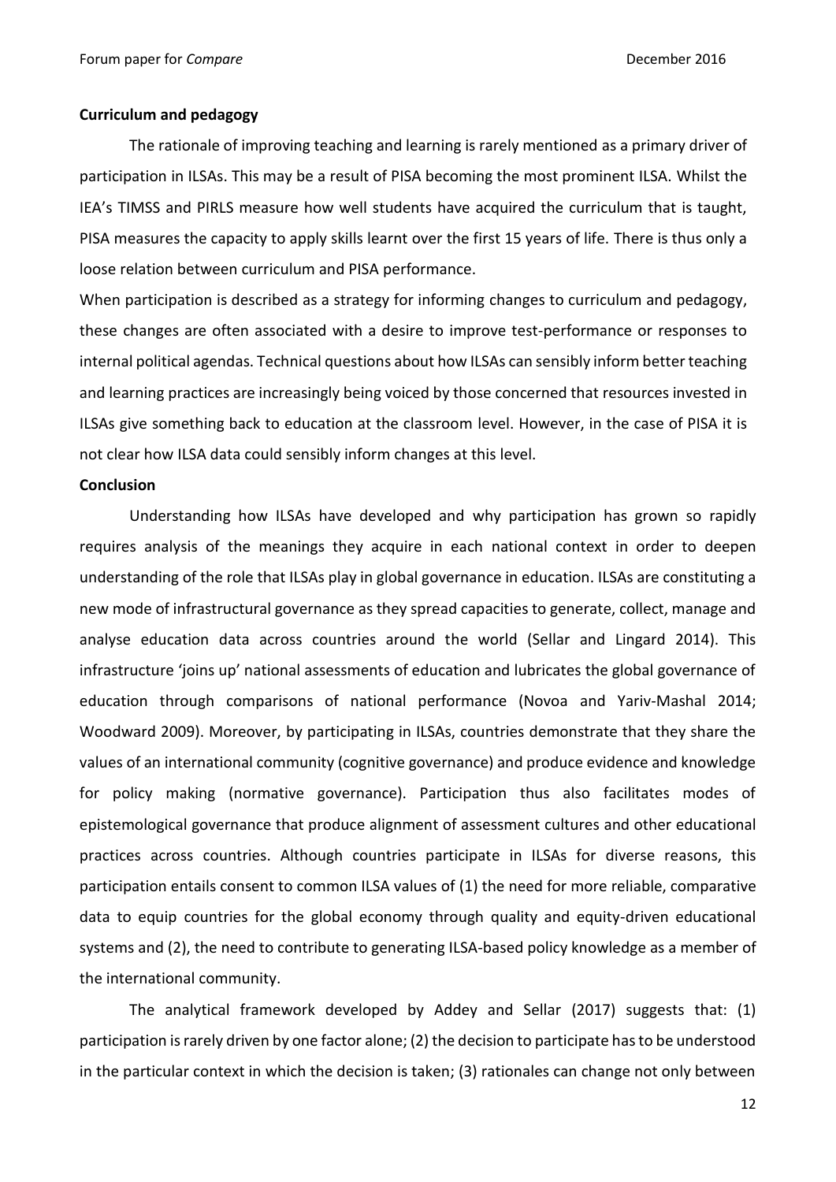**Curriculum and pedagogy**

The rationale of improving teaching and learning is rarely mentioned as a primary driver of participation in ILSAs. This may be a result of PISA becoming the most prominent ILSA. Whilst the IEA's TIMSS and PIRLS measure how well students have acquired the curriculum that is taught, PISA measures the capacity to apply skills learnt over the first 15 years of life. There is thus only a loose relation between curriculum and PISA performance.

When participation is described as a strategy for informing changes to curriculum and pedagogy, these changes are often associated with a desire to improve test-performance or responses to internal political agendas. Technical questions about how ILSAs can sensibly inform better teaching and learning practices are increasingly being voiced by those concerned that resources invested in ILSAs give something back to education at the classroom level. However, in the case of PISA it is not clear how ILSA data could sensibly inform changes at this level.

**Conclusion**

Understanding how ILSAs have developed and why participation has grown so rapidly requires analysis of the meanings they acquire in each national context in order to deepen understanding of the role that ILSAs play in global governance in education. ILSAs are constituting a new mode of infrastructural governance as they spread capacities to generate, collect, manage and analyse education data across countries around the world (Sellar and Lingard 2014). This infrastructure 'joins up' national assessments of education and lubricates the global governance of education through comparisons of national performance (Novoa and Yariv-Mashal 2014; Woodward 2009). Moreover, by participating in ILSAs, countries demonstrate that they share the values of an international community (cognitive governance) and produce evidence and knowledge for policy making (normative governance). Participation thus also facilitates modes of epistemological governance that produce alignment of assessment cultures and other educational practices across countries. Although countries participate in ILSAs for diverse reasons, this participation entails consent to common ILSA values of (1) the need for more reliable, comparative data to equip countries for the global economy through quality and equity-driven educational systems and (2), the need to contribute to generating ILSA-based policy knowledge as a member of the international community.

The analytical framework developed by Addey and Sellar (2017) suggests that: (1) participation is rarely driven by one factor alone; (2) the decision to participate has to be understood in the particular context in which the decision is taken; (3) rationales can change not only between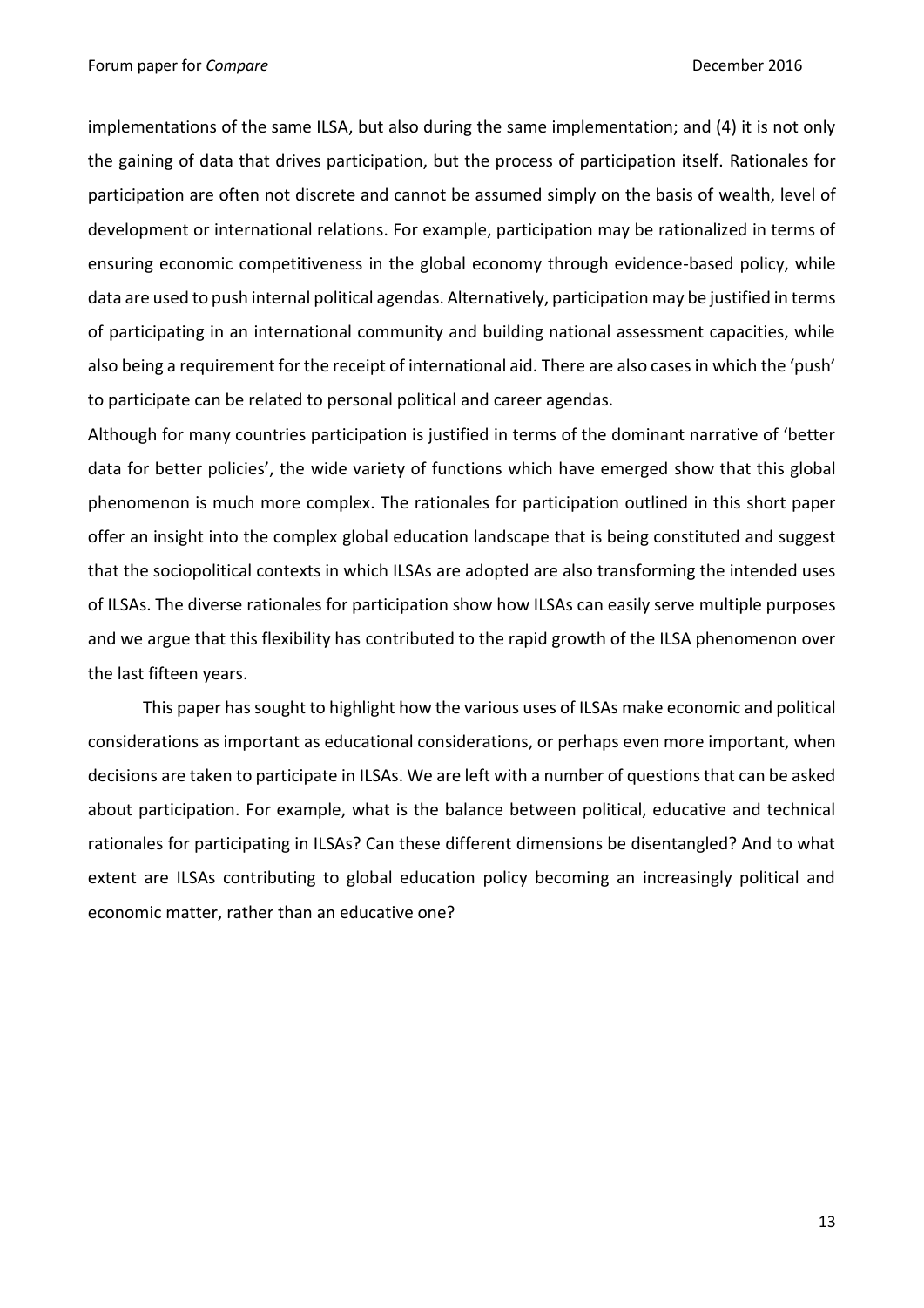implementations of the same ILSA, but also during the same implementation; and (4) it is not only the gaining of data that drives participation, but the process of participation itself. Rationales for participation are often not discrete and cannot be assumed simply on the basis of wealth, level of development or international relations. For example, participation may be rationalized in terms of ensuring economic competitiveness in the global economy through evidence-based policy, while data are used to push internal political agendas. Alternatively, participation may be justified in terms of participating in an international community and building national assessment capacities, while also being a requirement for the receipt of international aid. There are also cases in which the 'push' to participate can be related to personal political and career agendas.

Although for many countries participation is justified in terms of the dominant narrative of 'better data for better policies', the wide variety of functions which have emerged show that this global phenomenon is much more complex. The rationales for participation outlined in this short paper offer an insight into the complex global education landscape that is being constituted and suggest that the sociopolitical contexts in which ILSAs are adopted are also transforming the intended uses of ILSAs. The diverse rationales for participation show how ILSAs can easily serve multiple purposes and we argue that this flexibility has contributed to the rapid growth of the ILSA phenomenon over the last fifteen years.

This paper has sought to highlight how the various uses of ILSAs make economic and political considerations as important as educational considerations, or perhaps even more important, when decisions are taken to participate in ILSAs. We are left with a number of questions that can be asked about participation. For example, what is the balance between political, educative and technical rationales for participating in ILSAs? Can these different dimensions be disentangled? And to what extent are ILSAs contributing to global education policy becoming an increasingly political and economic matter, rather than an educative one?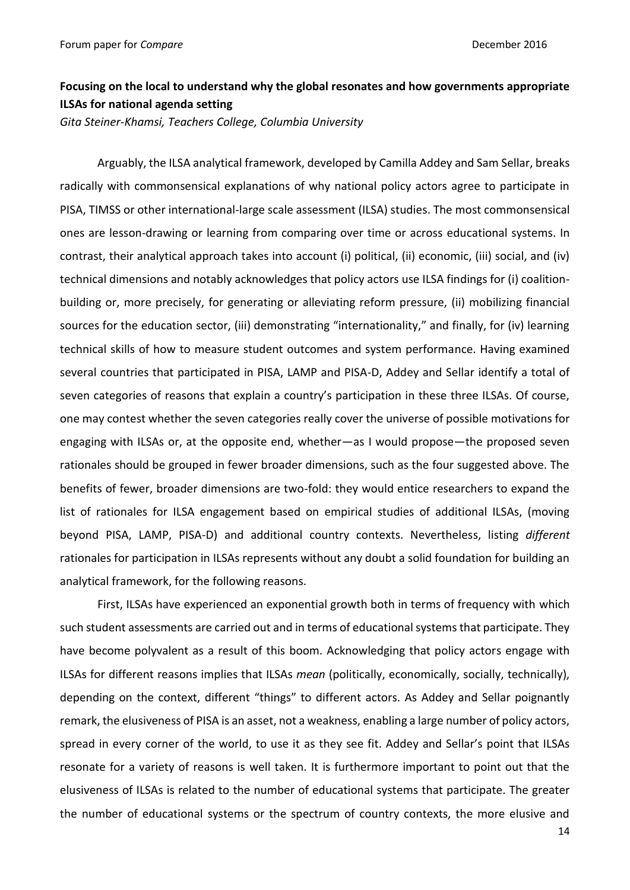**Focusing on the local to understand why the global resonates and how governments appropriate ILSAs for national agenda setting**

*Gita Steiner-Khamsi, Teachers College, Columbia University*

Arguably, the ILSA analytical framework, developed by Camilla Addey and Sam Sellar, breaks radically with commonsensical explanations of why national policy actors agree to participate in PISA, TIMSS or other international-large scale assessment (ILSA) studies. The most commonsensical ones are lesson-drawing or learning from comparing over time or across educational systems. In contrast, their analytical approach takes into account (i) political, (ii) economic, (iii) social, and (iv) technical dimensions and notably acknowledges that policy actors use ILSA findings for (i) coalition-building or, more precisely, for generating or alleviating reform pressure, (ii) mobilizing financial sources for the education sector, (iii) demonstrating "internationality," and finally, for (iv) learning technical skills of how to measure student outcomes and system performance. Having examined several countries that participated in PISA, LAMP and PISA-D, Addey and Sellar identify a total of seven categories of reasons that explain a country's participation in these three ILSAs. Of course, one may contest whether the seven categories really cover the universe of possible motivations for engaging with ILSAs or, at the opposite end, whether—as I would propose—the proposed seven rationales should be grouped in fewer broader dimensions, such as the four suggested above. The benefits of fewer, broader dimensions are two-fold: they would entice researchers to expand the list of rationales for ILSA engagement based on empirical studies of additional ILSAs, (moving beyond PISA, LAMP, PISA-D) and additional country contexts. Nevertheless, listing *different* rationales for participation in ILSAs represents without any doubt a solid foundation for building an analytical framework, for the following reasons.

First, ILSAs have experienced an exponential growth both in terms of frequency with which such student assessments are carried out and in terms of educational systems that participate. They have become polyvalent as a result of this boom. Acknowledging that policy actors engage with ILSAs for different reasons implies that ILSAs *mean* (politically, economically, socially, technically), depending on the context, different "things" to different actors. As Addey and Sellar poignantly remark, the elusiveness of PISA is an asset, not a weakness, enabling a large number of policy actors, spread in every corner of the world, to use it as they see fit. Addey and Sellar's point that ILSAs resonate for a variety of reasons is well taken. It is furthermore important to point out that the elusiveness of ILSAs is related to the number of educational systems that participate. The greater the number of educational systems or the spectrum of country contexts, the more elusive and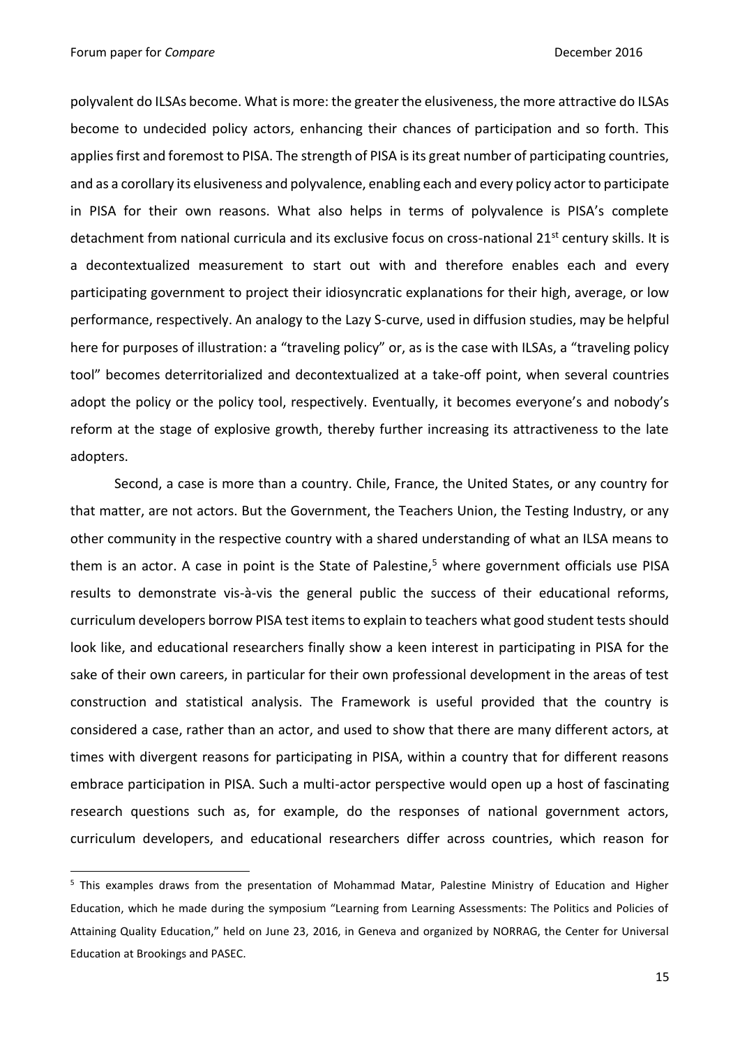polyvalent do ILSAs become. What is more: the greater the elusiveness, the more attractive do ILSAs become to undecided policy actors, enhancing their chances of participation and so forth. This applies first and foremost to PISA. The strength of PISA is its great number of participating countries, and as a corollary its elusiveness and polyvalence, enabling each and every policy actor to participate in PISA for their own reasons. What also helps in terms of polyvalence is PISA's complete detachment from national curricula and its exclusive focus on cross-national 21st century skills. It is a decontextualized measurement to start out with and therefore enables each and every participating government to project their idiosyncratic explanations for their high, average, or low performance, respectively. An analogy to the Lazy S-curve, used in diffusion studies, may be helpful here for purposes of illustration: a "traveling policy" or, as is the case with ILSAs, a "traveling policy tool" becomes deterritorialized and decontextualized at a take-off point, when several countries adopt the policy or the policy tool, respectively. Eventually, it becomes everyone's and nobody's reform at the stage of explosive growth, thereby further increasing its attractiveness to the late adopters.

Second, a case is more than a country. Chile, France, the United States, or any country for that matter, are not actors. But the Government, the Teachers Union, the Testing Industry, or any other community in the respective country with a shared understanding of what an ILSA means to them is an actor. A case in point is the State of Palestine,[5] where government officials use PISA results to demonstrate vis-à-vis the general public the success of their educational reforms, curriculum developers borrow PISA test items to explain to teachers what good student tests should look like, and educational researchers finally show a keen interest in participating in PISA for the sake of their own careers, in particular for their own professional development in the areas of test construction and statistical analysis. The Framework is useful provided that the country is considered a case, rather than an actor, and used to show that there are many different actors, at times with divergent reasons for participating in PISA, within a country that for different reasons embrace participation in PISA. Such a multi-actor perspective would open up a host of fascinating research questions such as, for example, do the responses of national government actors, curriculum developers, and educational researchers differ across countries, which reason for

[5] This examples draws from the presentation of Mohammad Matar, Palestine Ministry of Education and Higher Education, which he made during the symposium "Learning from Learning Assessments: The Politics and Policies of Attaining Quality Education," held on June 23, 2016, in Geneva and organized by NORRAG, the Center for Universal Education at Brookings and PASEC.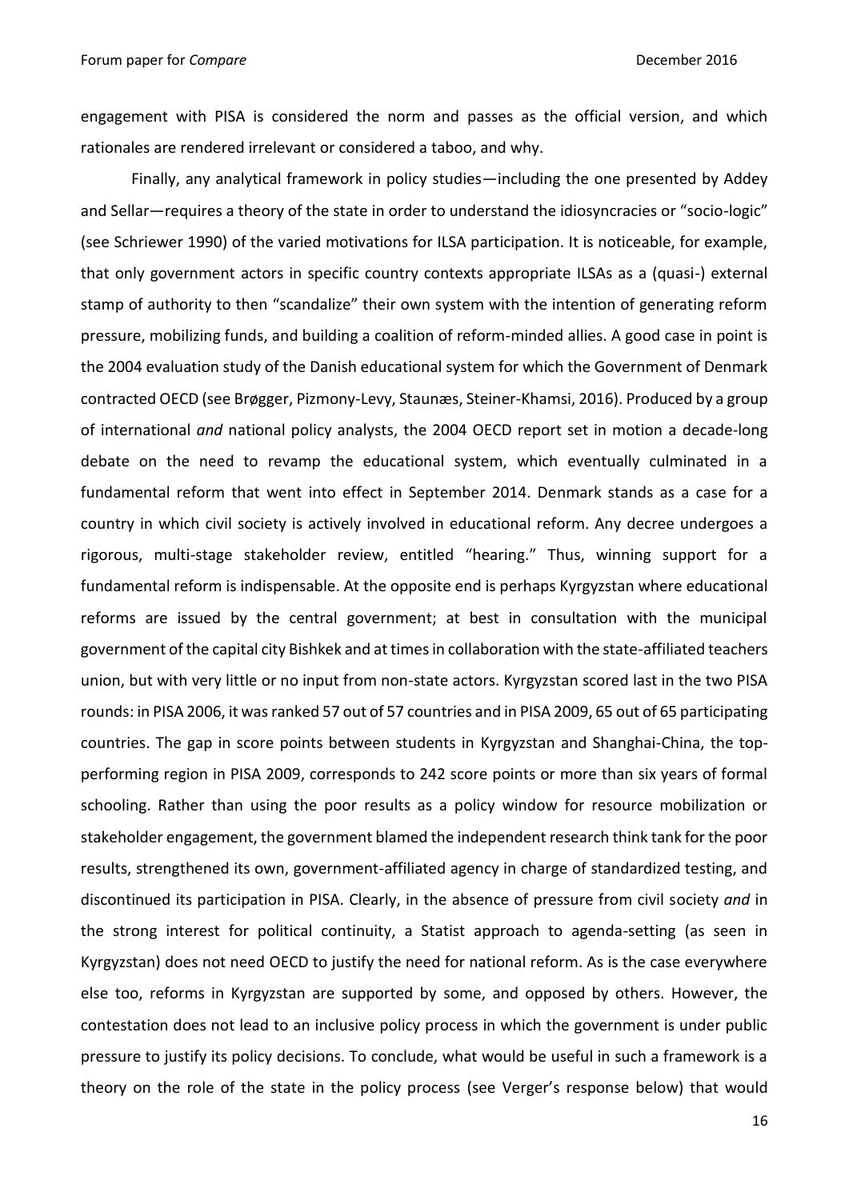engagement with PISA is considered the norm and passes as the official version, and which rationales are rendered irrelevant or considered a taboo, and why.

Finally, any analytical framework in policy studies—including the one presented by Addey and Sellar—requires a theory of the state in order to understand the idiosyncracies or "socio-logic" (see Schriewer 1990) of the varied motivations for ILSA participation. It is noticeable, for example, that only government actors in specific country contexts appropriate ILSAs as a (quasi-) external stamp of authority to then "scandalize" their own system with the intention of generating reform pressure, mobilizing funds, and building a coalition of reform-minded allies. A good case in point is the 2004 evaluation study of the Danish educational system for which the Government of Denmark contracted OECD (see Brøgger, Pizmony-Levy, Staunæs, Steiner-Khamsi, 2016). Produced by a group of international *and* national policy analysts, the 2004 OECD report set in motion a decade-long debate on the need to revamp the educational system, which eventually culminated in a fundamental reform that went into effect in September 2014. Denmark stands as a case for a country in which civil society is actively involved in educational reform. Any decree undergoes a rigorous, multi-stage stakeholder review, entitled "hearing." Thus, winning support for a fundamental reform is indispensable. At the opposite end is perhaps Kyrgyzstan where educational reforms are issued by the central government; at best in consultation with the municipal government of the capital city Bishkek and at times in collaboration with the state-affiliated teachers union, but with very little or no input from non-state actors. Kyrgyzstan scored last in the two PISA rounds: in PISA 2006, it was ranked 57 out of 57 countries and in PISA 2009, 65 out of 65 participating countries. The gap in score points between students in Kyrgyzstan and Shanghai-China, the top-performing region in PISA 2009, corresponds to 242 score points or more than six years of formal schooling. Rather than using the poor results as a policy window for resource mobilization or stakeholder engagement, the government blamed the independent research think tank for the poor results, strengthened its own, government-affiliated agency in charge of standardized testing, and discontinued its participation in PISA. Clearly, in the absence of pressure from civil society *and* in the strong interest for political continuity, a Statist approach to agenda-setting (as seen in Kyrgyzstan) does not need OECD to justify the need for national reform. As is the case everywhere else too, reforms in Kyrgyzstan are supported by some, and opposed by others. However, the contestation does not lead to an inclusive policy process in which the government is under public pressure to justify its policy decisions. To conclude, what would be useful in such a framework is a theory on the role of the state in the policy process (see Verger's response below) that would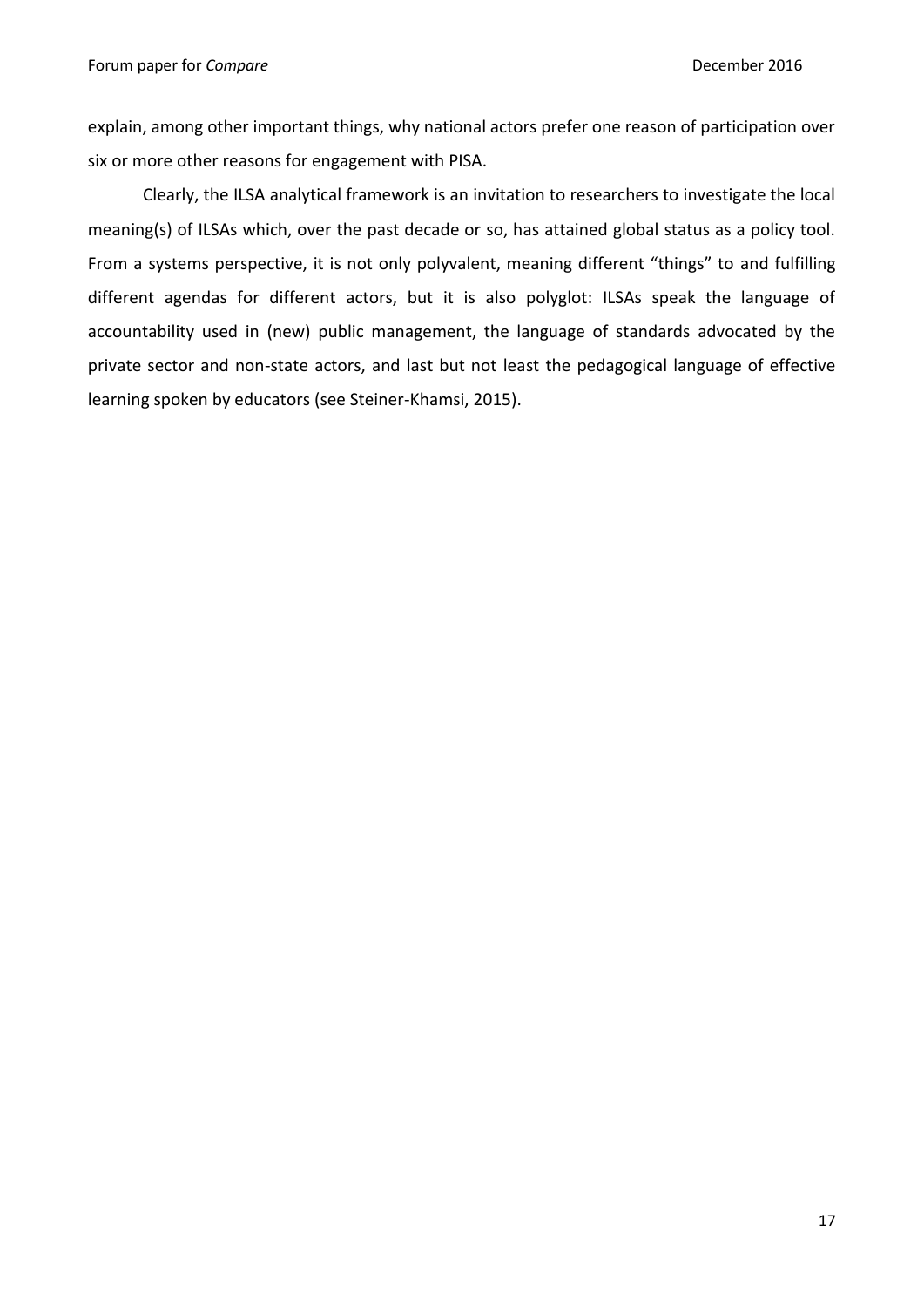explain, among other important things, why national actors prefer one reason of participation over six or more other reasons for engagement with PISA.

Clearly, the ILSA analytical framework is an invitation to researchers to investigate the local meaning(s) of ILSAs which, over the past decade or so, has attained global status as a policy tool. From a systems perspective, it is not only polyvalent, meaning different "things" to and fulfilling different agendas for different actors, but it is also polyglot: ILSAs speak the language of accountability used in (new) public management, the language of standards advocated by the private sector and non-state actors, and last but not least the pedagogical language of effective learning spoken by educators (see Steiner-Khamsi, 2015).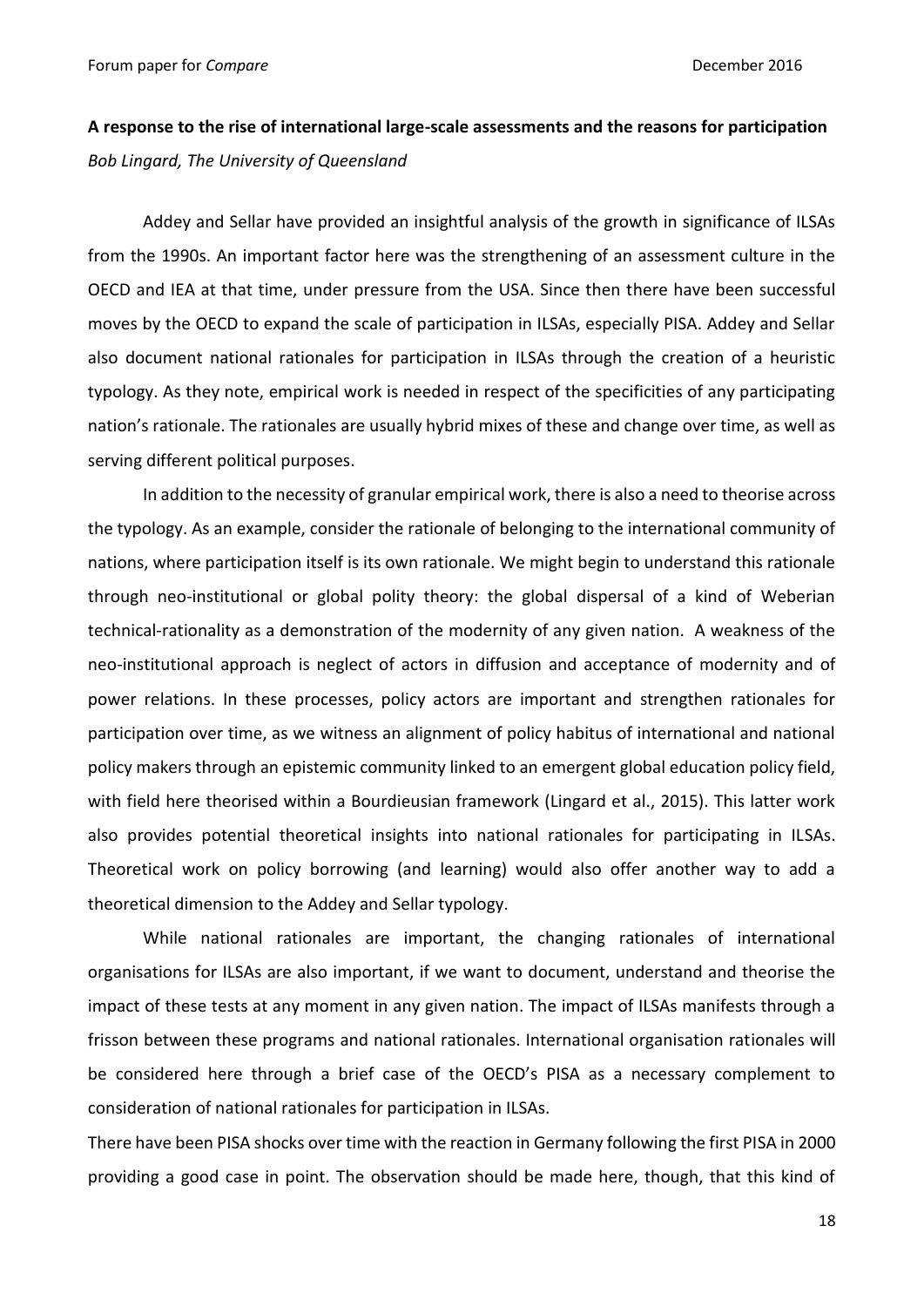**A response to the rise of international large-scale assessments and the reasons for participation**

*Bob Lingard, The University of Queensland*

Addey and Sellar have provided an insightful analysis of the growth in significance of ILSAs from the 1990s. An important factor here was the strengthening of an assessment culture in the OECD and IEA at that time, under pressure from the USA. Since then there have been successful moves by the OECD to expand the scale of participation in ILSAs, especially PISA. Addey and Sellar also document national rationales for participation in ILSAs through the creation of a heuristic typology. As they note, empirical work is needed in respect of the specificities of any participating nation's rationale. The rationales are usually hybrid mixes of these and change over time, as well as serving different political purposes.

In addition to the necessity of granular empirical work, there is also a need to theorise across the typology. As an example, consider the rationale of belonging to the international community of nations, where participation itself is its own rationale. We might begin to understand this rationale through neo-institutional or global polity theory: the global dispersal of a kind of Weberian technical-rationality as a demonstration of the modernity of any given nation. A weakness of the neo-institutional approach is neglect of actors in diffusion and acceptance of modernity and of power relations. In these processes, policy actors are important and strengthen rationales for participation over time, as we witness an alignment of policy habitus of international and national policy makers through an epistemic community linked to an emergent global education policy field, with field here theorised within a Bourdieusian framework (Lingard et al., 2015). This latter work also provides potential theoretical insights into national rationales for participating in ILSAs. Theoretical work on policy borrowing (and learning) would also offer another way to add a theoretical dimension to the Addey and Sellar typology.

While national rationales are important, the changing rationales of international organisations for ILSAs are also important, if we want to document, understand and theorise the impact of these tests at any moment in any given nation. The impact of ILSAs manifests through a frisson between these programs and national rationales. International organisation rationales will be considered here through a brief case of the OECD's PISA as a necessary complement to consideration of national rationales for participation in ILSAs.

There have been PISA shocks over time with the reaction in Germany following the first PISA in 2000 providing a good case in point. The observation should be made here, though, that this kind of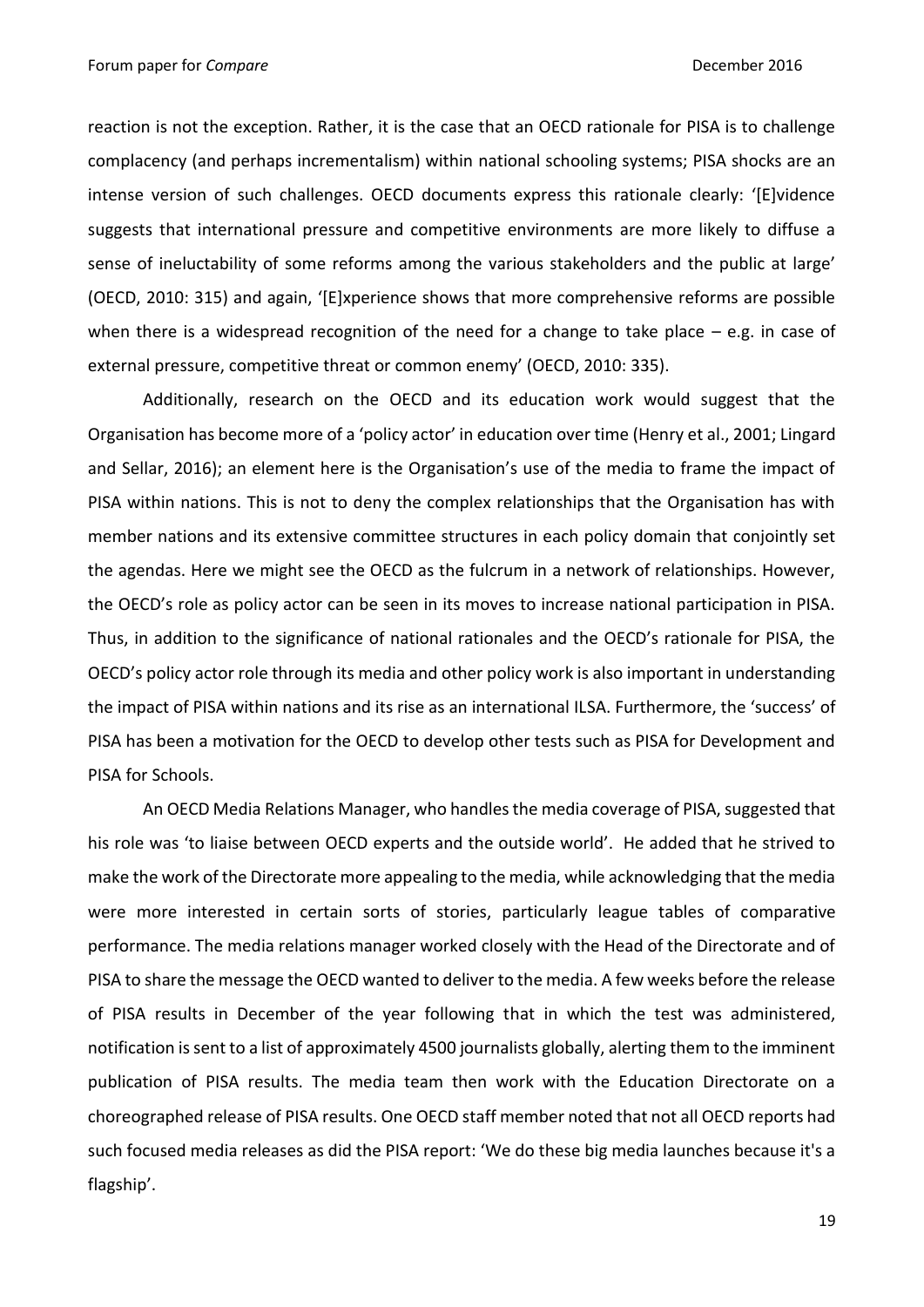reaction is not the exception. Rather, it is the case that an OECD rationale for PISA is to challenge complacency (and perhaps incrementalism) within national schooling systems; PISA shocks are an intense version of such challenges. OECD documents express this rationale clearly: '[E]vidence suggests that international pressure and competitive environments are more likely to diffuse a sense of ineluctability of some reforms among the various stakeholders and the public at large' (OECD, 2010: 315) and again, '[E]xperience shows that more comprehensive reforms are possible when there is a widespread recognition of the need for a change to take place – e.g. in case of external pressure, competitive threat or common enemy' (OECD, 2010: 335).

Additionally, research on the OECD and its education work would suggest that the Organisation has become more of a 'policy actor' in education over time (Henry et al., 2001; Lingard and Sellar, 2016); an element here is the Organisation's use of the media to frame the impact of PISA within nations. This is not to deny the complex relationships that the Organisation has with member nations and its extensive committee structures in each policy domain that conjointly set the agendas. Here we might see the OECD as the fulcrum in a network of relationships. However, the OECD's role as policy actor can be seen in its moves to increase national participation in PISA. Thus, in addition to the significance of national rationales and the OECD's rationale for PISA, the OECD's policy actor role through its media and other policy work is also important in understanding the impact of PISA within nations and its rise as an international ILSA. Furthermore, the 'success' of PISA has been a motivation for the OECD to develop other tests such as PISA for Development and PISA for Schools.

An OECD Media Relations Manager, who handles the media coverage of PISA, suggested that his role was 'to liaise between OECD experts and the outside world'. He added that he strived to make the work of the Directorate more appealing to the media, while acknowledging that the media were more interested in certain sorts of stories, particularly league tables of comparative performance. The media relations manager worked closely with the Head of the Directorate and of PISA to share the message the OECD wanted to deliver to the media. A few weeks before the release of PISA results in December of the year following that in which the test was administered, notification is sent to a list of approximately 4500 journalists globally, alerting them to the imminent publication of PISA results. The media team then work with the Education Directorate on a choreographed release of PISA results. One OECD staff member noted that not all OECD reports had such focused media releases as did the PISA report: 'We do these big media launches because it's a flagship'.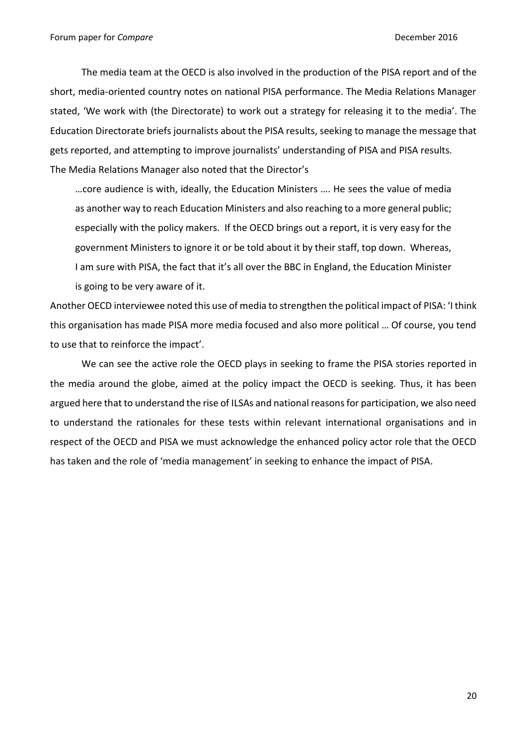The media team at the OECD is also involved in the production of the PISA report and of the short, media-oriented country notes on national PISA performance. The Media Relations Manager stated, 'We work with (the Directorate) to work out a strategy for releasing it to the media'. The Education Directorate briefs journalists about the PISA results, seeking to manage the message that gets reported, and attempting to improve journalists' understanding of PISA and PISA results. The Media Relations Manager also noted that the Director's

> …core audience is with, ideally, the Education Ministers …. He sees the value of media as another way to reach Education Ministers and also reaching to a more general public; especially with the policy makers. If the OECD brings out a report, it is very easy for the government Ministers to ignore it or be told about it by their staff, top down. Whereas, I am sure with PISA, the fact that it's all over the BBC in England, the Education Minister is going to be very aware of it.

Another OECD interviewee noted this use of media to strengthen the political impact of PISA: 'I think this organisation has made PISA more media focused and also more political … Of course, you tend to use that to reinforce the impact'.

We can see the active role the OECD plays in seeking to frame the PISA stories reported in the media around the globe, aimed at the policy impact the OECD is seeking. Thus, it has been argued here that to understand the rise of ILSAs and national reasons for participation, we also need to understand the rationales for these tests within relevant international organisations and in respect of the OECD and PISA we must acknowledge the enhanced policy actor role that the OECD has taken and the role of 'media management' in seeking to enhance the impact of PISA.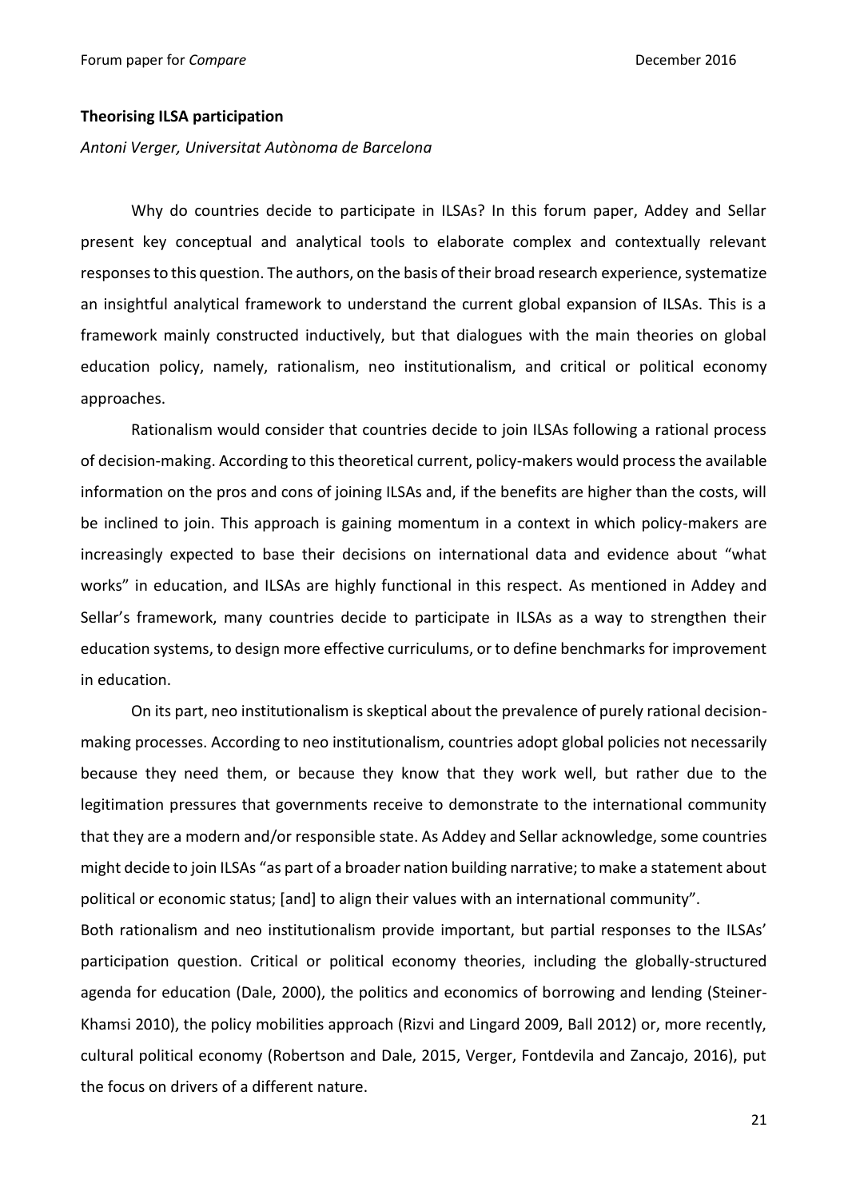**Theorising ILSA participation**

*Antoni Verger, Universitat Autònoma de Barcelona*

Why do countries decide to participate in ILSAs? In this forum paper, Addey and Sellar present key conceptual and analytical tools to elaborate complex and contextually relevant responses to this question. The authors, on the basis of their broad research experience, systematize an insightful analytical framework to understand the current global expansion of ILSAs. This is a framework mainly constructed inductively, but that dialogues with the main theories on global education policy, namely, rationalism, neo institutionalism, and critical or political economy approaches.

Rationalism would consider that countries decide to join ILSAs following a rational process of decision-making. According to this theoretical current, policy-makers would process the available information on the pros and cons of joining ILSAs and, if the benefits are higher than the costs, will be inclined to join. This approach is gaining momentum in a context in which policy-makers are increasingly expected to base their decisions on international data and evidence about "what works" in education, and ILSAs are highly functional in this respect. As mentioned in Addey and Sellar's framework, many countries decide to participate in ILSAs as a way to strengthen their education systems, to design more effective curriculums, or to define benchmarks for improvement in education.

On its part, neo institutionalism is skeptical about the prevalence of purely rational decision-making processes. According to neo institutionalism, countries adopt global policies not necessarily because they need them, or because they know that they work well, but rather due to the legitimation pressures that governments receive to demonstrate to the international community that they are a modern and/or responsible state. As Addey and Sellar acknowledge, some countries might decide to join ILSAs "as part of a broader nation building narrative; to make a statement about political or economic status; [and] to align their values with an international community".

Both rationalism and neo institutionalism provide important, but partial responses to the ILSAs' participation question. Critical or political economy theories, including the globally-structured agenda for education (Dale, 2000), the politics and economics of borrowing and lending (Steiner-Khamsi 2010), the policy mobilities approach (Rizvi and Lingard 2009, Ball 2012) or, more recently, cultural political economy (Robertson and Dale, 2015, Verger, Fontdevila and Zancajo, 2016), put the focus on drivers of a different nature.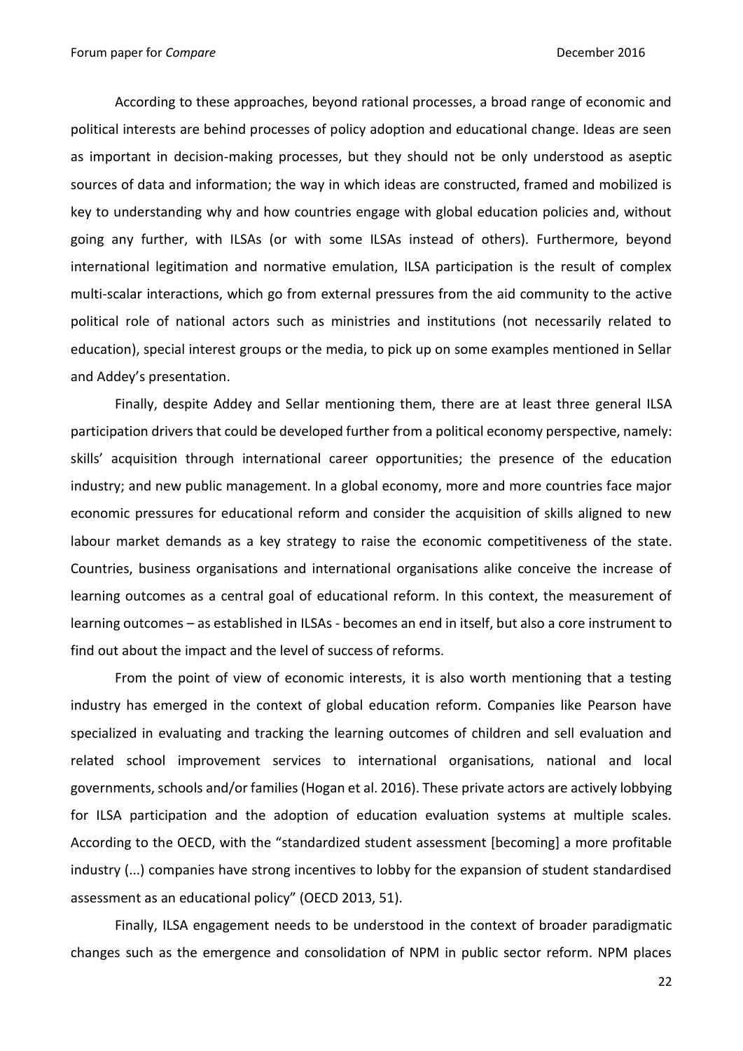According to these approaches, beyond rational processes, a broad range of economic and political interests are behind processes of policy adoption and educational change. Ideas are seen as important in decision-making processes, but they should not be only understood as aseptic sources of data and information; the way in which ideas are constructed, framed and mobilized is key to understanding why and how countries engage with global education policies and, without going any further, with ILSAs (or with some ILSAs instead of others). Furthermore, beyond international legitimation and normative emulation, ILSA participation is the result of complex multi-scalar interactions, which go from external pressures from the aid community to the active political role of national actors such as ministries and institutions (not necessarily related to education), special interest groups or the media, to pick up on some examples mentioned in Sellar and Addey's presentation.

Finally, despite Addey and Sellar mentioning them, there are at least three general ILSA participation drivers that could be developed further from a political economy perspective, namely: skills' acquisition through international career opportunities; the presence of the education industry; and new public management. In a global economy, more and more countries face major economic pressures for educational reform and consider the acquisition of skills aligned to new labour market demands as a key strategy to raise the economic competitiveness of the state. Countries, business organisations and international organisations alike conceive the increase of learning outcomes as a central goal of educational reform. In this context, the measurement of learning outcomes – as established in ILSAs - becomes an end in itself, but also a core instrument to find out about the impact and the level of success of reforms.

From the point of view of economic interests, it is also worth mentioning that a testing industry has emerged in the context of global education reform. Companies like Pearson have specialized in evaluating and tracking the learning outcomes of children and sell evaluation and related school improvement services to international organisations, national and local governments, schools and/or families (Hogan et al. 2016). These private actors are actively lobbying for ILSA participation and the adoption of education evaluation systems at multiple scales. According to the OECD, with the "standardized student assessment [becoming] a more profitable industry (...) companies have strong incentives to lobby for the expansion of student standardised assessment as an educational policy" (OECD 2013, 51).

Finally, ILSA engagement needs to be understood in the context of broader paradigmatic changes such as the emergence and consolidation of NPM in public sector reform. NPM places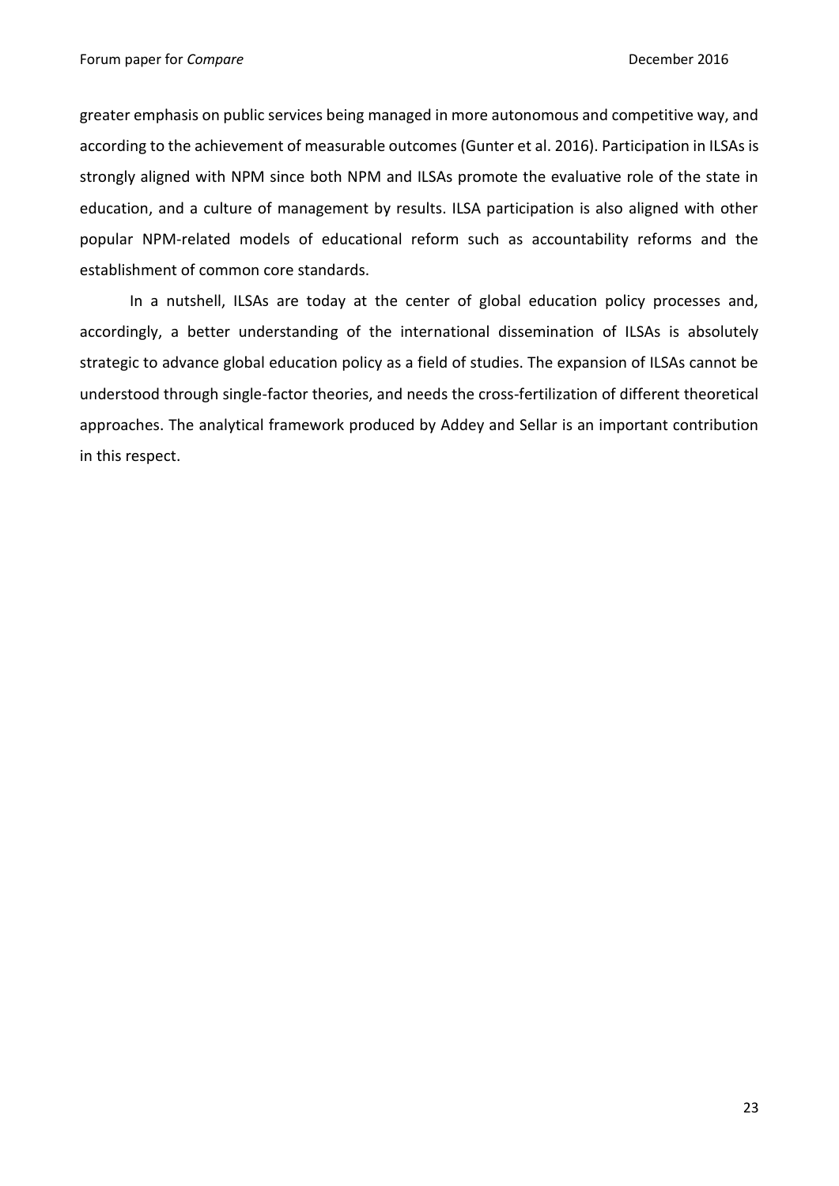greater emphasis on public services being managed in more autonomous and competitive way, and according to the achievement of measurable outcomes (Gunter et al. 2016). Participation in ILSAs is strongly aligned with NPM since both NPM and ILSAs promote the evaluative role of the state in education, and a culture of management by results. ILSA participation is also aligned with other popular NPM-related models of educational reform such as accountability reforms and the establishment of common core standards.

In a nutshell, ILSAs are today at the center of global education policy processes and, accordingly, a better understanding of the international dissemination of ILSAs is absolutely strategic to advance global education policy as a field of studies. The expansion of ILSAs cannot be understood through single-factor theories, and needs the cross-fertilization of different theoretical approaches. The analytical framework produced by Addey and Sellar is an important contribution in this respect.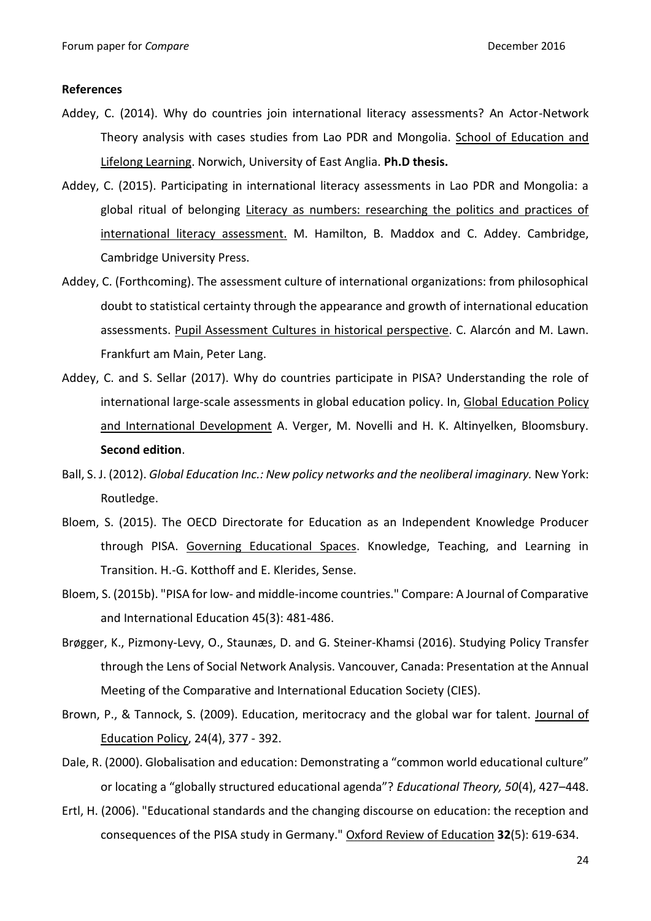**References**

Addey, C. (2014). Why do countries join international literacy assessments? An Actor-Network Theory analysis with cases studies from Lao PDR and Mongolia. School of Education and Lifelong Learning. Norwich, University of East Anglia. **Ph.D thesis.**

Addey, C. (2015). Participating in international literacy assessments in Lao PDR and Mongolia: a global ritual of belonging Literacy as numbers: researching the politics and practices of international literacy assessment. M. Hamilton, B. Maddox and C. Addey. Cambridge, Cambridge University Press.

Addey, C. (Forthcoming). The assessment culture of international organizations: from philosophical doubt to statistical certainty through the appearance and growth of international education assessments. Pupil Assessment Cultures in historical perspective. C. Alarcón and M. Lawn. Frankfurt am Main, Peter Lang.

Addey, C. and S. Sellar (2017). Why do countries participate in PISA? Understanding the role of international large-scale assessments in global education policy. In, Global Education Policy and International Development A. Verger, M. Novelli and H. K. Altinyelken, Bloomsbury. **Second edition**.

Ball, S. J. (2012). *Global Education Inc.: New policy networks and the neoliberal imaginary.* New York: Routledge.

Bloem, S. (2015). The OECD Directorate for Education as an Independent Knowledge Producer through PISA. Governing Educational Spaces. Knowledge, Teaching, and Learning in Transition. H.-G. Kotthoff and E. Klerides, Sense.

Bloem, S. (2015b). "PISA for low- and middle-income countries." Compare: A Journal of Comparative and International Education 45(3): 481-486.

Brøgger, K., Pizmony-Levy, O., Staunæs, D. and G. Steiner-Khamsi (2016). Studying Policy Transfer through the Lens of Social Network Analysis. Vancouver, Canada: Presentation at the Annual Meeting of the Comparative and International Education Society (CIES).

Brown, P., & Tannock, S. (2009). Education, meritocracy and the global war for talent. Journal of Education Policy, 24(4), 377 - 392.

Dale, R. (2000). Globalisation and education: Demonstrating a "common world educational culture" or locating a "globally structured educational agenda"? *Educational Theory, 50*(4), 427–448.

Ertl, H. (2006). "Educational standards and the changing discourse on education: the reception and consequences of the PISA study in Germany." Oxford Review of Education **32**(5): 619-634.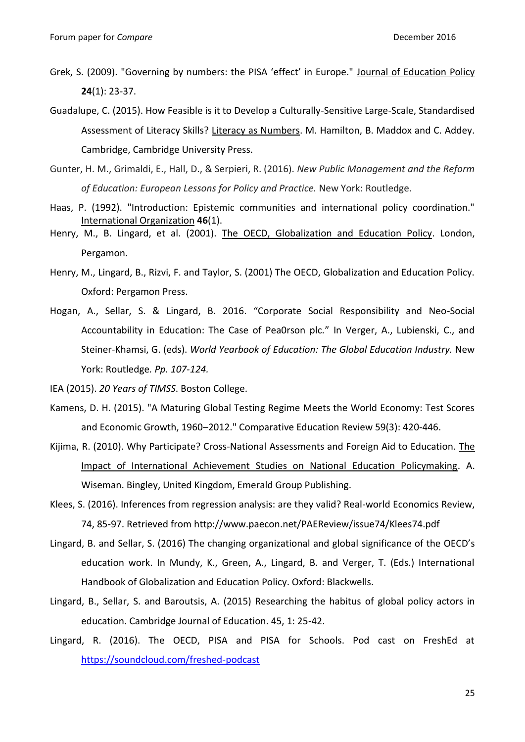Grek, S. (2009). "Governing by numbers: the PISA 'effect' in Europe." Journal of Education Policy **24**(1): 23-37.

Guadalupe, C. (2015). How Feasible is it to Develop a Culturally-Sensitive Large-Scale, Standardised Assessment of Literacy Skills? Literacy as Numbers. M. Hamilton, B. Maddox and C. Addey. Cambridge, Cambridge University Press.

Gunter, H. M., Grimaldi, E., Hall, D., & Serpieri, R. (2016). *New Public Management and the Reform of Education: European Lessons for Policy and Practice.* New York: Routledge.

Haas, P. (1992). "Introduction: Epistemic communities and international policy coordination." International Organization **46**(1).

Henry, M., B. Lingard, et al. (2001). The OECD, Globalization and Education Policy. London, Pergamon.

Henry, M., Lingard, B., Rizvi, F. and Taylor, S. (2001) The OECD, Globalization and Education Policy. Oxford: Pergamon Press.

Hogan, A., Sellar, S. & Lingard, B. 2016. "Corporate Social Responsibility and Neo-Social Accountability in Education: The Case of Pea0rson plc." In Verger, A., Lubienski, C., and Steiner-Khamsi, G. (eds). *World Yearbook of Education: The Global Education Industry.* New York: Routledge*. Pp. 107-124.*

IEA (2015). *20 Years of TIMSS*. Boston College.

Kamens, D. H. (2015). "A Maturing Global Testing Regime Meets the World Economy: Test Scores and Economic Growth, 1960–2012." Comparative Education Review 59(3): 420-446.

Kijima, R. (2010). Why Participate? Cross-National Assessments and Foreign Aid to Education. The Impact of International Achievement Studies on National Education Policymaking. A. Wiseman. Bingley, United Kingdom, Emerald Group Publishing.

Klees, S. (2016). Inferences from regression analysis: are they valid? Real-world Economics Review, 74, 85-97. Retrieved from http://www.paecon.net/PAEReview/issue74/Klees74.pdf

Lingard, B. and Sellar, S. (2016) The changing organizational and global significance of the OECD's education work. In Mundy, K., Green, A., Lingard, B. and Verger, T. (Eds.) International Handbook of Globalization and Education Policy. Oxford: Blackwells.

Lingard, B., Sellar, S. and Baroutsis, A. (2015) Researching the habitus of global policy actors in education. Cambridge Journal of Education. 45, 1: 25-42.

Lingard, R. (2016). The OECD, PISA and PISA for Schools. Pod cast on FreshEd at https://soundcloud.com/freshed-podcast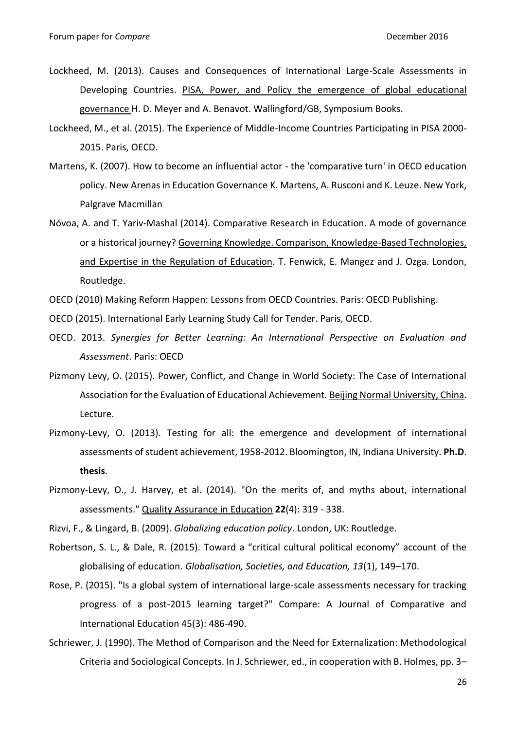Lockheed, M. (2013). Causes and Consequences of International Large-Scale Assessments in Developing Countries. PISA, Power, and Policy the emergence of global educational governance H. D. Meyer and A. Benavot. Wallingford/GB, Symposium Books.

Lockheed, M., et al. (2015). The Experience of Middle-Income Countries Participating in PISA 2000-2015. Paris, OECD.

Martens, K. (2007). How to become an influential actor - the 'comparative turn' in OECD education policy. New Arenas in Education Governance K. Martens, A. Rusconi and K. Leuze. New York, Palgrave Macmillan

Nóvoa, A. and T. Yariv-Mashal (2014). Comparative Research in Education. A mode of governance or a historical journey? Governing Knowledge. Comparison, Knowledge-Based Technologies, and Expertise in the Regulation of Education. T. Fenwick, E. Mangez and J. Ozga. London, Routledge.

OECD (2010) Making Reform Happen: Lessons from OECD Countries. Paris: OECD Publishing.

OECD (2015). International Early Learning Study Call for Tender. Paris, OECD.

OECD. 2013. *Synergies for Better Learning: An International Perspective on Evaluation and Assessment*. Paris: OECD

Pizmony Levy, O. (2015). Power, Conflict, and Change in World Society: The Case of International Association for the Evaluation of Educational Achievement. Beijing Normal University, China. Lecture.

Pizmony-Levy, O. (2013). Testing for all: the emergence and development of international assessments of student achievement, 1958-2012. Bloomington, IN, Indiana University. **Ph.D**. **thesis**.

Pizmony-Levy, O., J. Harvey, et al. (2014). "On the merits of, and myths about, international assessments." Quality Assurance in Education **22**(4): 319 - 338.

Rizvi, F., & Lingard, B. (2009). *Globalizing education policy*. London, UK: Routledge.

Robertson, S. L., & Dale, R. (2015). Toward a "critical cultural political economy" account of the globalising of education. *Globalisation, Societies, and Education, 13*(1), 149–170.

Rose, P. (2015). "Is a global system of international large-scale assessments necessary for tracking progress of a post-2015 learning target?" Compare: A Journal of Comparative and International Education 45(3): 486-490.

Schriewer, J. (1990). The Method of Comparison and the Need for Externalization: Methodological Criteria and Sociological Concepts. In J. Schriewer, ed., in cooperation with B. Holmes, pp. 3–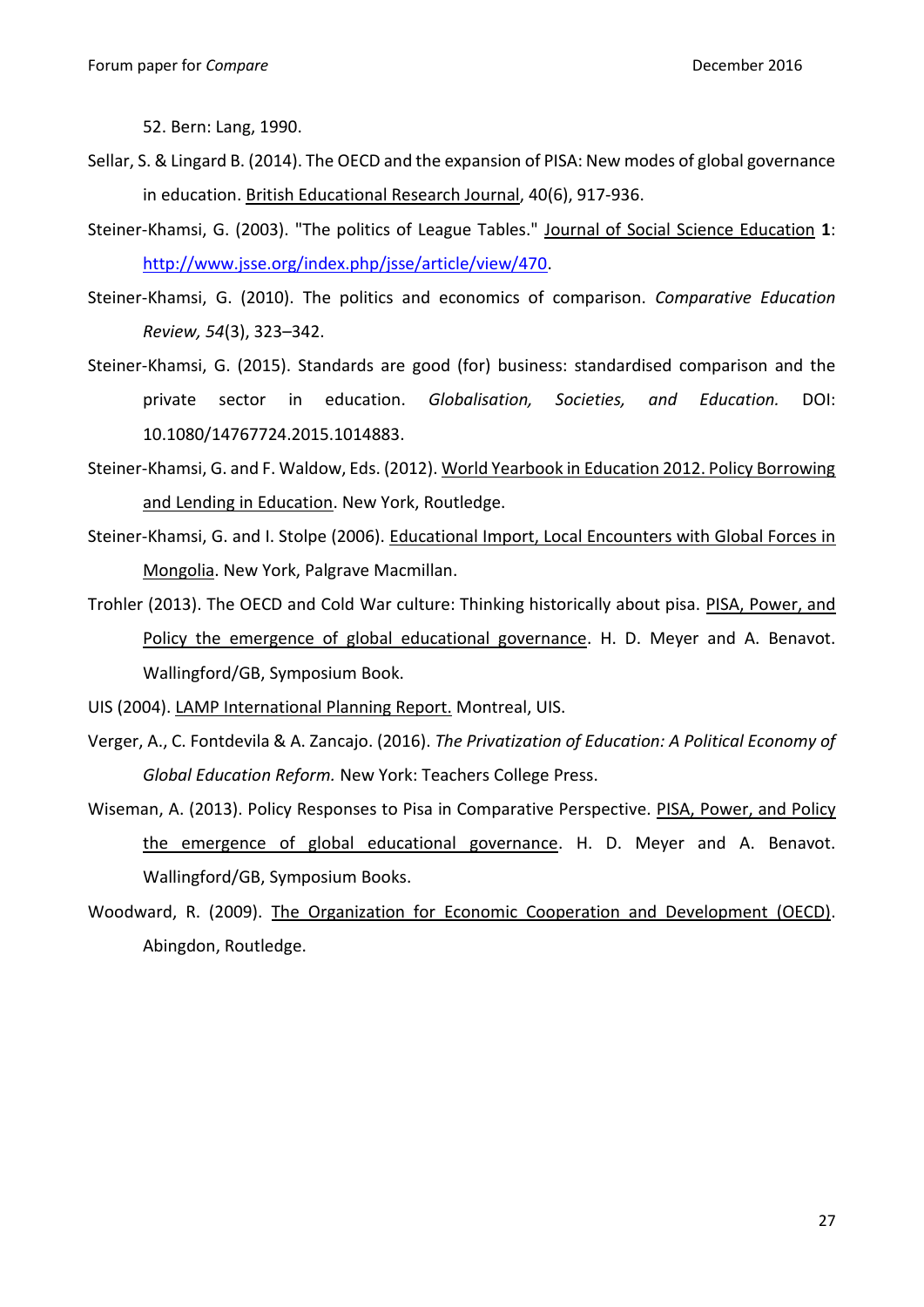52. Bern: Lang, 1990.

Sellar, S. & Lingard B. (2014). The OECD and the expansion of PISA: New modes of global governance in education. British Educational Research Journal, 40(6), 917-936.

Steiner-Khamsi, G. (2003). "The politics of League Tables." Journal of Social Science Education **1**: http://www.jsse.org/index.php/jsse/article/view/470.

Steiner-Khamsi, G. (2010). The politics and economics of comparison. *Comparative Education Review, 54*(3), 323–342.

Steiner-Khamsi, G. (2015). Standards are good (for) business: standardised comparison and the private sector in education. *Globalisation, Societies, and Education.* DOI: 10.1080/14767724.2015.1014883.

Steiner-Khamsi, G. and F. Waldow, Eds. (2012). World Yearbook in Education 2012. Policy Borrowing and Lending in Education. New York, Routledge.

Steiner-Khamsi, G. and I. Stolpe (2006). Educational Import, Local Encounters with Global Forces in Mongolia. New York, Palgrave Macmillan.

Trohler (2013). The OECD and Cold War culture: Thinking historically about pisa. PISA, Power, and Policy the emergence of global educational governance. H. D. Meyer and A. Benavot. Wallingford/GB, Symposium Book.

UIS (2004). LAMP International Planning Report. Montreal, UIS.

Verger, A., C. Fontdevila & A. Zancajo. (2016). *The Privatization of Education: A Political Economy of Global Education Reform.* New York: Teachers College Press.

Wiseman, A. (2013). Policy Responses to Pisa in Comparative Perspective. PISA, Power, and Policy the emergence of global educational governance. H. D. Meyer and A. Benavot. Wallingford/GB, Symposium Books.

Woodward, R. (2009). The Organization for Economic Cooperation and Development (OECD). Abingdon, Routledge.